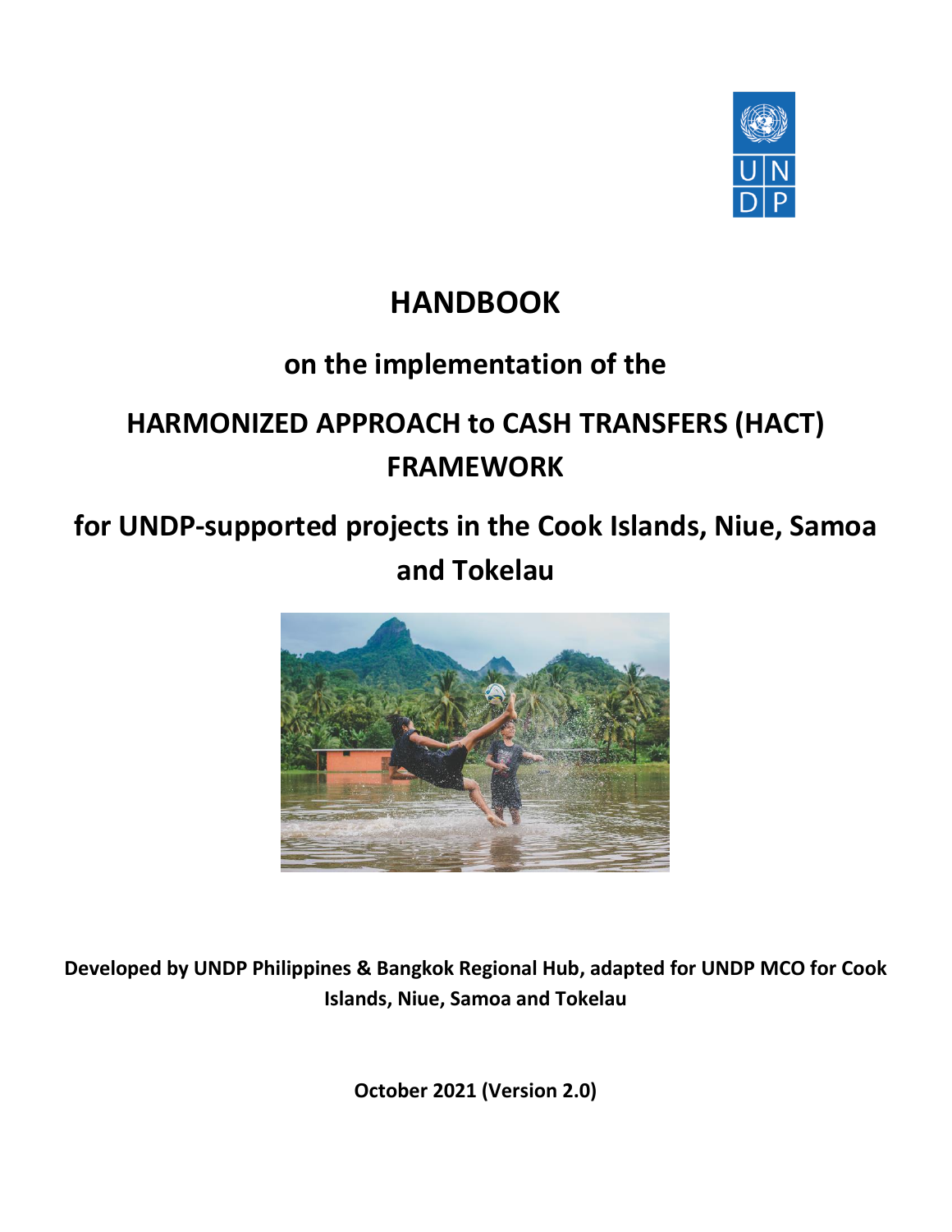# HANDBOOK

## on the implementation of the

## HARMONIZED APPROACH to CASH TRANSFERS (HACT) FRAMEWORK

## for UNDP-supported projects in the Cook Islands, Niue, Samoa and Tokelau

**Developed by UNDP Philippines & Bangkok Regional Hub, adapted for UNDP MCO for Cook Islands, Niue, Samoa and Tokelau**

**October 2021 (Version 2.0)**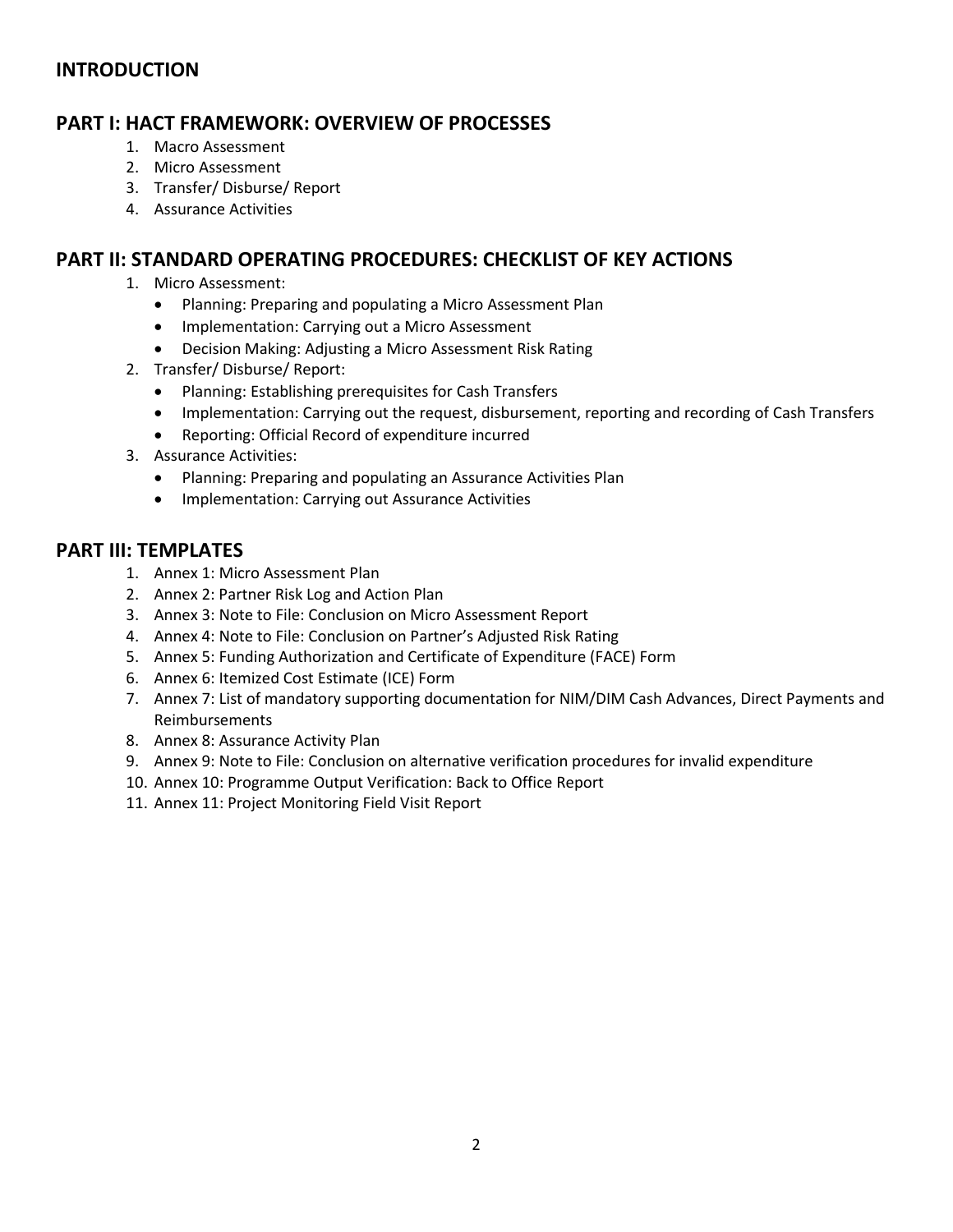## INTRODUCTION

## PART I: HACT FRAMEWORK: OVERVIEW OF PROCESSES

1. Macro Assessment
2. Micro Assessment
3. Transfer/ Disburse/ Report
4. Assurance Activities

## PART II: STANDARD OPERATING PROCEDURES: CHECKLIST OF KEY ACTIONS

1. Micro Assessment:
   - Planning: Preparing and populating a Micro Assessment Plan
   - Implementation: Carrying out a Micro Assessment
   - Decision Making: Adjusting a Micro Assessment Risk Rating
2. Transfer/ Disburse/ Report:
   - Planning: Establishing prerequisites for Cash Transfers
   - Implementation: Carrying out the request, disbursement, reporting and recording of Cash Transfers
   - Reporting: Official Record of expenditure incurred
3. Assurance Activities:
   - Planning: Preparing and populating an Assurance Activities Plan
   - Implementation: Carrying out Assurance Activities

## PART III: TEMPLATES

1. Annex 1: Micro Assessment Plan
2. Annex 2: Partner Risk Log and Action Plan
3. Annex 3: Note to File: Conclusion on Micro Assessment Report
4. Annex 4: Note to File: Conclusion on Partner's Adjusted Risk Rating
5. Annex 5: Funding Authorization and Certificate of Expenditure (FACE) Form
6. Annex 6: Itemized Cost Estimate (ICE) Form
7. Annex 7: List of mandatory supporting documentation for NIM/DIM Cash Advances, Direct Payments and Reimbursements
8. Annex 8: Assurance Activity Plan
9. Annex 9: Note to File: Conclusion on alternative verification procedures for invalid expenditure
10. Annex 10: Programme Output Verification: Back to Office Report
11. Annex 11: Project Monitoring Field Visit Report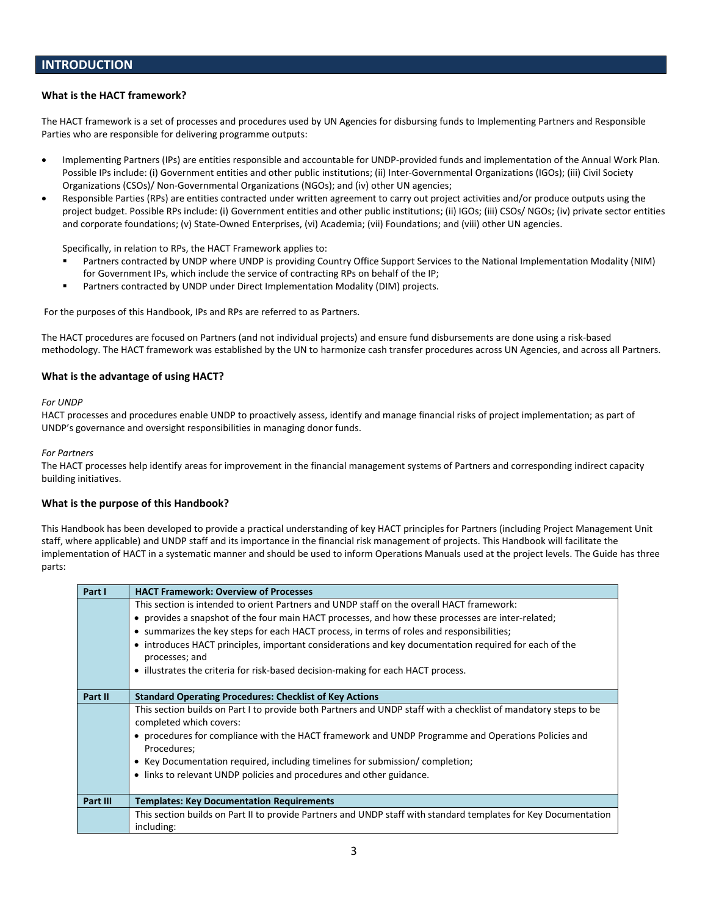## INTRODUCTION

### What is the HACT framework?

The HACT framework is a set of processes and procedures used by UN Agencies for disbursing funds to Implementing Partners and Responsible Parties who are responsible for delivering programme outputs:

- Implementing Partners (IPs) are entities responsible and accountable for UNDP-provided funds and implementation of the Annual Work Plan. Possible IPs include: (i) Government entities and other public institutions; (ii) Inter-Governmental Organizations (IGOs); (iii) Civil Society Organizations (CSOs)/ Non-Governmental Organizations (NGOs); and (iv) other UN agencies;
- Responsible Parties (RPs) are entities contracted under written agreement to carry out project activities and/or produce outputs using the project budget. Possible RPs include: (i) Government entities and other public institutions; (ii) IGOs; (iii) CSOs/ NGOs; (iv) private sector entities and corporate foundations; (v) State-Owned Enterprises, (vi) Academia; (vii) Foundations; and (viii) other UN agencies.

  Specifically, in relation to RPs, the HACT Framework applies to:
  - Partners contracted by UNDP where UNDP is providing Country Office Support Services to the National Implementation Modality (NIM) for Government IPs, which include the service of contracting RPs on behalf of the IP;
  - Partners contracted by UNDP under Direct Implementation Modality (DIM) projects.

For the purposes of this Handbook, IPs and RPs are referred to as Partners.

The HACT procedures are focused on Partners (and not individual projects) and ensure fund disbursements are done using a risk-based methodology. The HACT framework was established by the UN to harmonize cash transfer procedures across UN Agencies, and across all Partners.

### What is the advantage of using HACT?

*For UNDP*
HACT processes and procedures enable UNDP to proactively assess, identify and manage financial risks of project implementation; as part of UNDP's governance and oversight responsibilities in managing donor funds.

*For Partners*
The HACT processes help identify areas for improvement in the financial management systems of Partners and corresponding indirect capacity building initiatives.

### What is the purpose of this Handbook?

This Handbook has been developed to provide a practical understanding of key HACT principles for Partners (including Project Management Unit staff, where applicable) and UNDP staff and its importance in the financial risk management of projects. This Handbook will facilitate the implementation of HACT in a systematic manner and should be used to inform Operations Manuals used at the project levels. The Guide has three parts:

| **Part I** | **HACT Framework: Overview of Processes** |
|---|---|
| | This section is intended to orient Partners and UNDP staff on the overall HACT framework:<br>• provides a snapshot of the four main HACT processes, and how these processes are inter-related;<br>• summarizes the key steps for each HACT process, in terms of roles and responsibilities;<br>• introduces HACT principles, important considerations and key documentation required for each of the processes; and<br>• illustrates the criteria for risk-based decision-making for each HACT process. |
| **Part II** | **Standard Operating Procedures: Checklist of Key Actions** |
| | This section builds on Part I to provide both Partners and UNDP staff with a checklist of mandatory steps to be completed which covers:<br>• procedures for compliance with the HACT framework and UNDP Programme and Operations Policies and Procedures;<br>• Key Documentation required, including timelines for submission/ completion;<br>• links to relevant UNDP policies and procedures and other guidance. |
| **Part III** | **Templates: Key Documentation Requirements** |
| | This section builds on Part II to provide Partners and UNDP staff with standard templates for Key Documentation including: |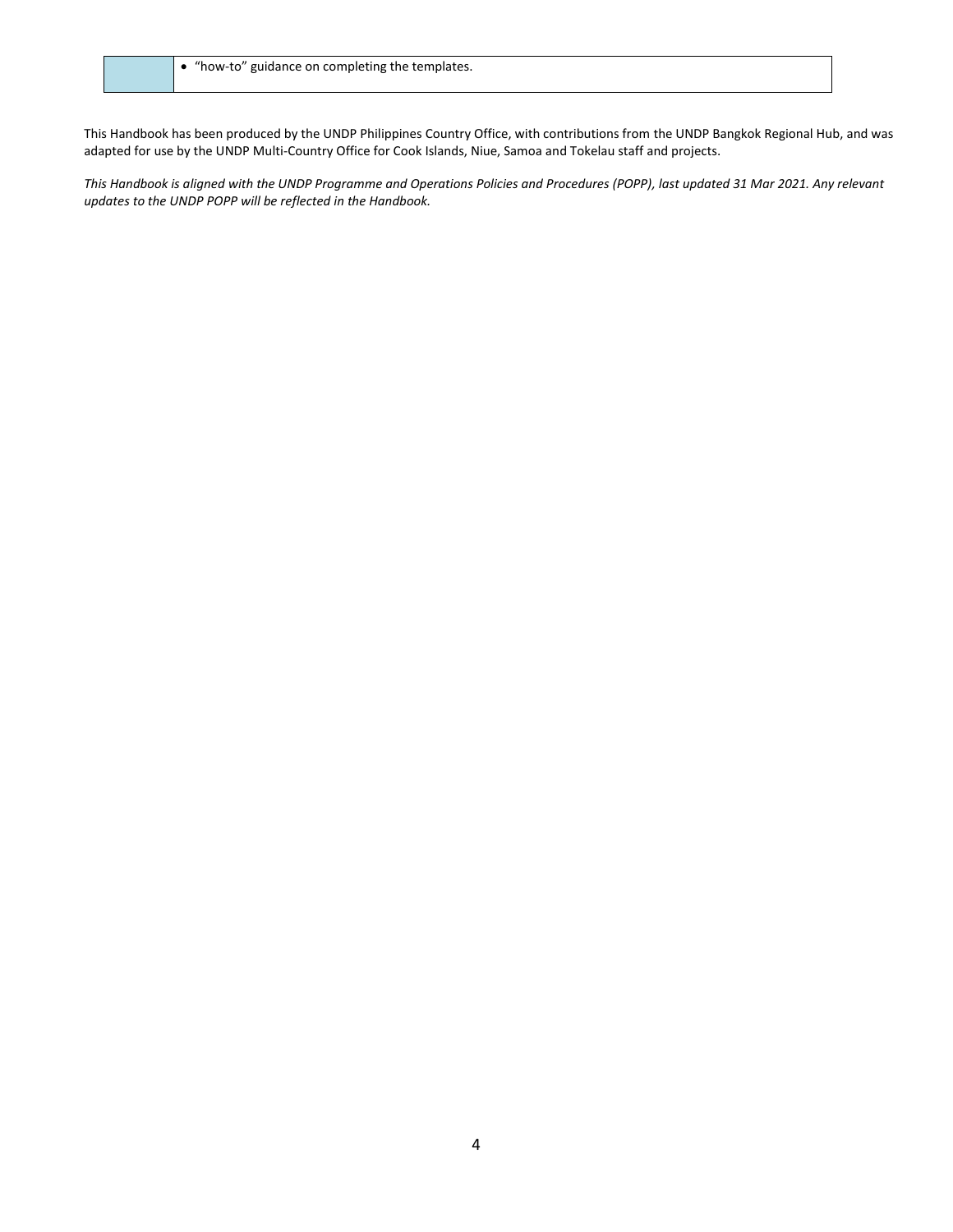| | |
|---|---|
| | • "how-to" guidance on completing the templates. |

This Handbook has been produced by the UNDP Philippines Country Office, with contributions from the UNDP Bangkok Regional Hub, and was adapted for use by the UNDP Multi-Country Office for Cook Islands, Niue, Samoa and Tokelau staff and projects.

*This Handbook is aligned with the UNDP Programme and Operations Policies and Procedures (POPP), last updated 31 Mar 2021. Any relevant updates to the UNDP POPP will be reflected in the Handbook.*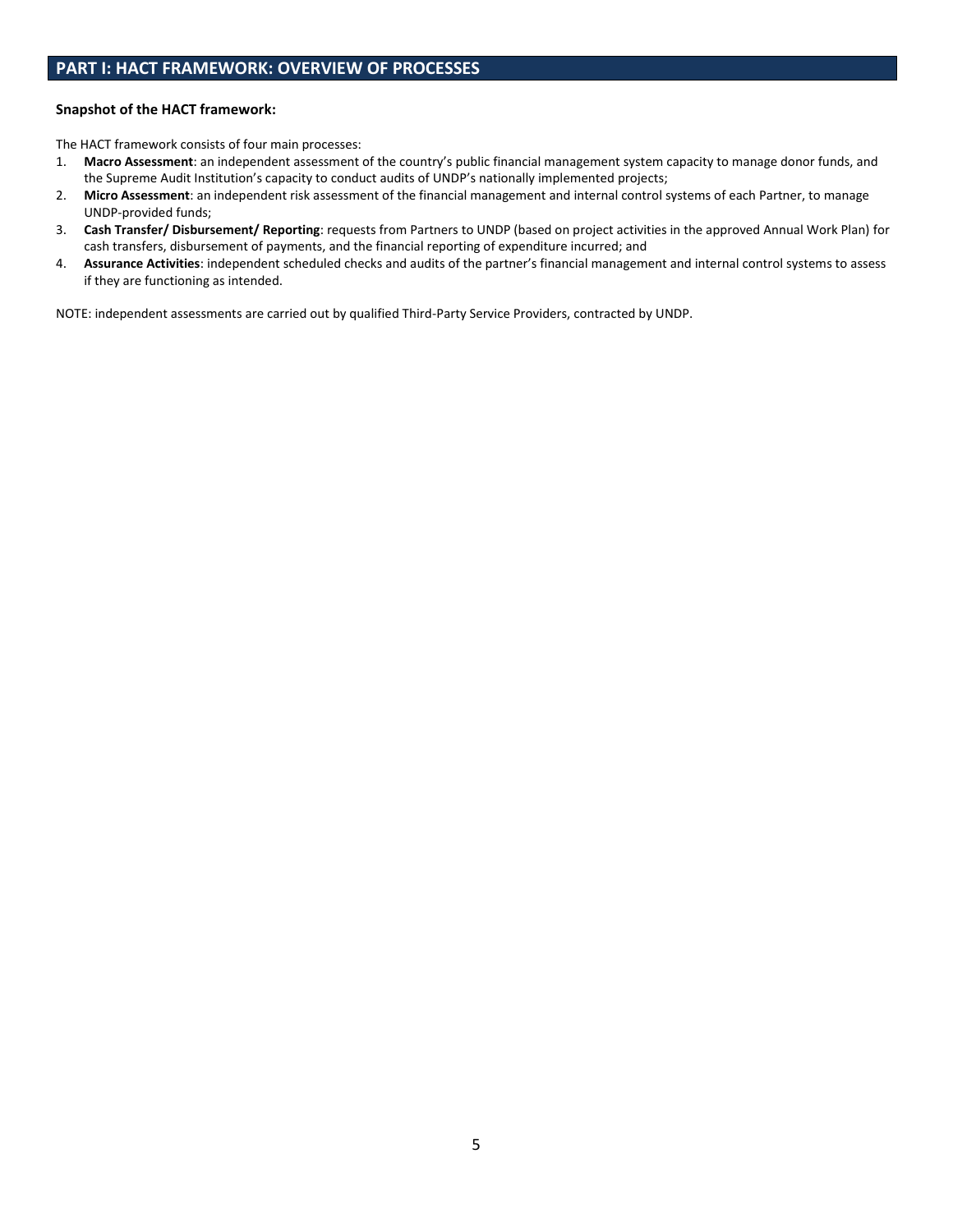## PART I: HACT FRAMEWORK: OVERVIEW OF PROCESSES

**Snapshot of the HACT framework:**

The HACT framework consists of four main processes:

1. **Macro Assessment**: an independent assessment of the country's public financial management system capacity to manage donor funds, and the Supreme Audit Institution's capacity to conduct audits of UNDP's nationally implemented projects;
2. **Micro Assessment**: an independent risk assessment of the financial management and internal control systems of each Partner, to manage UNDP-provided funds;
3. **Cash Transfer/ Disbursement/ Reporting**: requests from Partners to UNDP (based on project activities in the approved Annual Work Plan) for cash transfers, disbursement of payments, and the financial reporting of expenditure incurred; and
4. **Assurance Activities**: independent scheduled checks and audits of the partner's financial management and internal control systems to assess if they are functioning as intended.

NOTE: independent assessments are carried out by qualified Third-Party Service Providers, contracted by UNDP.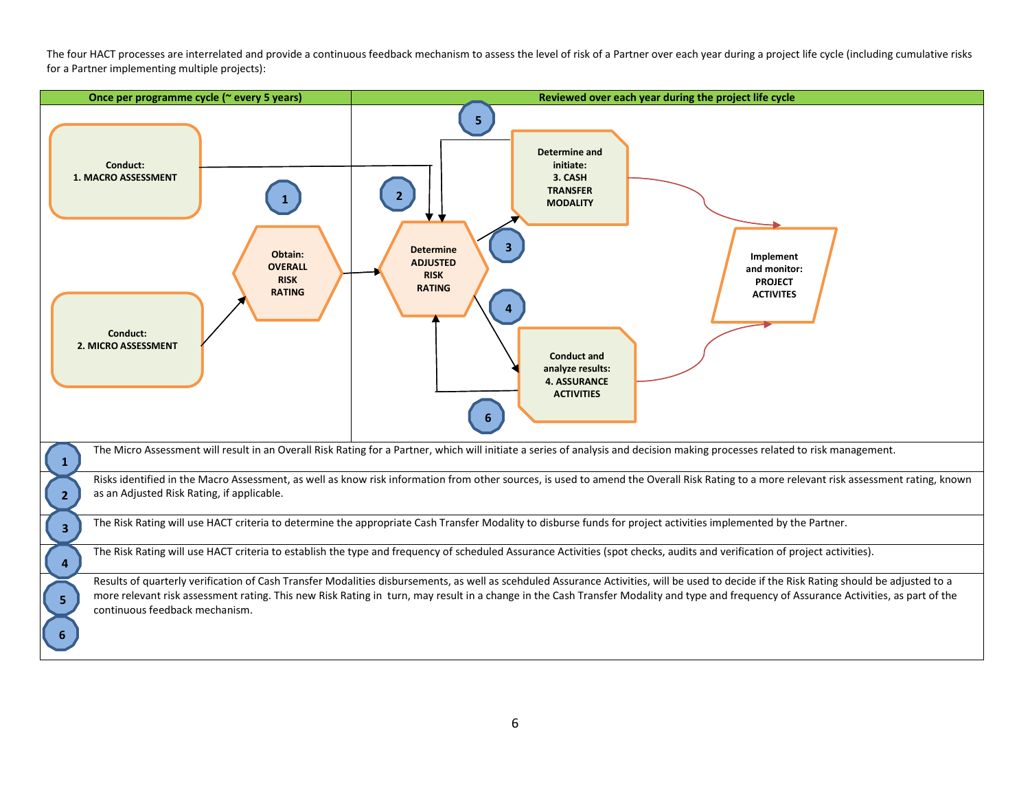The four HACT processes are interrelated and provide a continuous feedback mechanism to assess the level of risk of a Partner over each year during a project life cycle (including cumulative risks for a Partner implementing multiple projects):

| Once per programme cycle (~ every 5 years) | Reviewed over each year during the project life cycle |
|---|---|
| Conduct: 1. MACRO ASSESSMENT | Determine ADJUSTED RISK RATING |
| Conduct: 2. MICRO ASSESSMENT | Determine and initiate: 3. CASH TRANSFER MODALITY |
| Obtain: OVERALL RISK RATING | Conduct and analyze results: 4. ASSURANCE ACTIVITIES |
| | Implement and monitor: PROJECT ACTIVITES |

| | |
|---|---|
| 1 | The Micro Assessment will result in an Overall Risk Rating for a Partner, which will initiate a series of analysis and decision making processes related to risk management. |
| 2 | Risks identified in the Macro Assessment, as well as know risk information from other sources, is used to amend the Overall Risk Rating to a more relevant risk assessment rating, known as an Adjusted Risk Rating, if applicable. |
| 3 | The Risk Rating will use HACT criteria to determine the appropriate Cash Transfer Modality to disburse funds for project activities implemented by the Partner. |
| 4 | The Risk Rating will use HACT criteria to establish the type and frequency of scheduled Assurance Activities (spot checks, audits and verification of project activities). |
| 5, 6 | Results of quarterly verification of Cash Transfer Modalities disbursements, as well as scehduled Assurance Activities, will be used to decide if the Risk Rating should be adjusted to a more relevant risk assessment rating. This new Risk Rating in turn, may result in a change in the Cash Transfer Modality and type and frequency of Assurance Activities, as part of the continuous feedback mechanism. |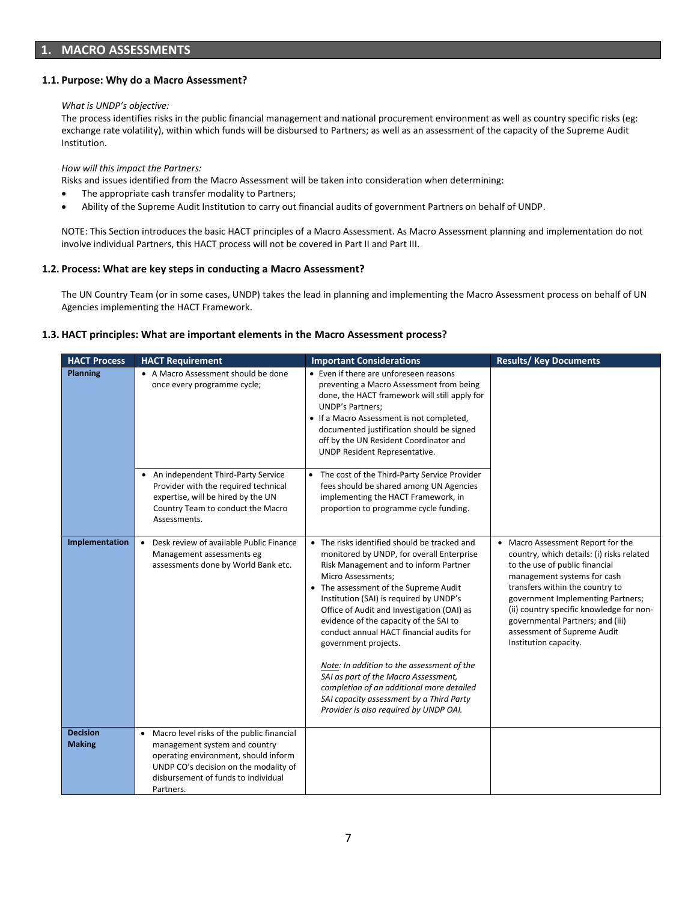## 1. MACRO ASSESSMENTS

### 1.1. Purpose: Why do a Macro Assessment?

*What is UNDP's objective:*

The process identifies risks in the public financial management and national procurement environment as well as country specific risks (eg: exchange rate volatility), within which funds will be disbursed to Partners; as well as an assessment of the capacity of the Supreme Audit Institution.

*How will this impact the Partners:*

Risks and issues identified from the Macro Assessment will be taken into consideration when determining:

- The appropriate cash transfer modality to Partners;
- Ability of the Supreme Audit Institution to carry out financial audits of government Partners on behalf of UNDP.

NOTE: This Section introduces the basic HACT principles of a Macro Assessment. As Macro Assessment planning and implementation do not involve individual Partners, this HACT process will not be covered in Part II and Part III.

### 1.2. Process: What are key steps in conducting a Macro Assessment?

The UN Country Team (or in some cases, UNDP) takes the lead in planning and implementing the Macro Assessment process on behalf of UN Agencies implementing the HACT Framework.

### 1.3. HACT principles: What are important elements in the Macro Assessment process?

| HACT Process | HACT Requirement | Important Considerations | Results/ Key Documents |
|---|---|---|---|
| **Planning** | • A Macro Assessment should be done once every programme cycle; | • Even if there are unforeseen reasons preventing a Macro Assessment from being done, the HACT framework will still apply for UNDP's Partners;<br>• If a Macro Assessment is not completed, documented justification should be signed off by the UN Resident Coordinator and UNDP Resident Representative. | |
| | • An independent Third-Party Service Provider with the required technical expertise, will be hired by the UN Country Team to conduct the Macro Assessments. | • The cost of the Third-Party Service Provider fees should be shared among UN Agencies implementing the HACT Framework, in proportion to programme cycle funding. | |
| **Implementation** | • Desk review of available Public Finance Management assessments eg assessments done by World Bank etc. | • The risks identified should be tracked and monitored by UNDP, for overall Enterprise Risk Management and to inform Partner Micro Assessments;<br>• The assessment of the Supreme Audit Institution (SAI) is required by UNDP's Office of Audit and Investigation (OAI) as evidence of the capacity of the SAI to conduct annual HACT financial audits for government projects.<br><br>*<u>Note</u>: In addition to the assessment of the SAI as part of the Macro Assessment, completion of an additional more detailed SAI capacity assessment by a Third Party Provider is also required by UNDP OAI.* | • Macro Assessment Report for the country, which details: (i) risks related to the use of public financial management systems for cash transfers within the country to government Implementing Partners; (ii) country specific knowledge for non-governmental Partners; and (iii) assessment of Supreme Audit Institution capacity. |
| **Decision Making** | • Macro level risks of the public financial management system and country operating environment, should inform UNDP CO's decision on the modality of disbursement of funds to individual Partners. | | |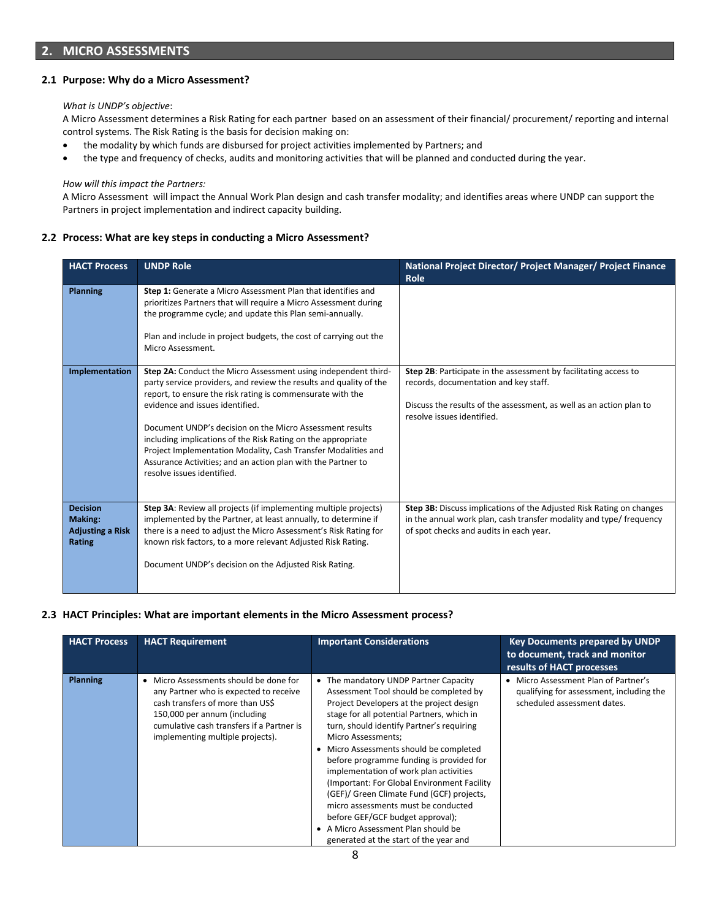## 2. MICRO ASSESSMENTS

### 2.1 Purpose: Why do a Micro Assessment?

*What is UNDP's objective*:

A Micro Assessment determines a Risk Rating for each partner based on an assessment of their financial/ procurement/ reporting and internal control systems. The Risk Rating is the basis for decision making on:

- the modality by which funds are disbursed for project activities implemented by Partners; and
- the type and frequency of checks, audits and monitoring activities that will be planned and conducted during the year.

*How will this impact the Partners:*

A Micro Assessment will impact the Annual Work Plan design and cash transfer modality; and identifies areas where UNDP can support the Partners in project implementation and indirect capacity building.

### 2.2 Process: What are key steps in conducting a Micro Assessment?

| HACT Process | UNDP Role | National Project Director/ Project Manager/ Project Finance Role |
|---|---|---|
| **Planning** | **Step 1:** Generate a Micro Assessment Plan that identifies and prioritizes Partners that will require a Micro Assessment during the programme cycle; and update this Plan semi-annually.<br><br>Plan and include in project budgets, the cost of carrying out the Micro Assessment. | |
| **Implementation** | **Step 2A:** Conduct the Micro Assessment using independent third-party service providers, and review the results and quality of the report, to ensure the risk rating is commensurate with the evidence and issues identified.<br><br>Document UNDP's decision on the Micro Assessment results including implications of the Risk Rating on the appropriate Project Implementation Modality, Cash Transfer Modalities and Assurance Activities; and an action plan with the Partner to resolve issues identified. | **Step 2B**: Participate in the assessment by facilitating access to records, documentation and key staff.<br><br>Discuss the results of the assessment, as well as an action plan to resolve issues identified. |
| **Decision Making: Adjusting a Risk Rating** | **Step 3A**: Review all projects (if implementing multiple projects) implemented by the Partner, at least annually, to determine if there is a need to adjust the Micro Assessment's Risk Rating for known risk factors, to a more relevant Adjusted Risk Rating.<br><br>Document UNDP's decision on the Adjusted Risk Rating. | **Step 3B:** Discuss implications of the Adjusted Risk Rating on changes in the annual work plan, cash transfer modality and type/ frequency of spot checks and audits in each year. |

### 2.3 HACT Principles: What are important elements in the Micro Assessment process?

| HACT Process | HACT Requirement | Important Considerations | Key Documents prepared by UNDP to document, track and monitor results of HACT processes |
|---|---|---|---|
| **Planning** | • Micro Assessments should be done for any Partner who is expected to receive cash transfers of more than US$ 150,000 per annum (including cumulative cash transfers if a Partner is implementing multiple projects). | • The mandatory UNDP Partner Capacity Assessment Tool should be completed by Project Developers at the project design stage for all potential Partners, which in turn, should identify Partner's requiring Micro Assessments;<br>• Micro Assessments should be completed before programme funding is provided for implementation of work plan activities (Important: For Global Environment Facility (GEF)/ Green Climate Fund (GCF) projects, micro assessments must be conducted before GEF/GCF budget approval);<br>• A Micro Assessment Plan should be generated at the start of the year and | • Micro Assessment Plan of Partner's qualifying for assessment, including the scheduled assessment dates. |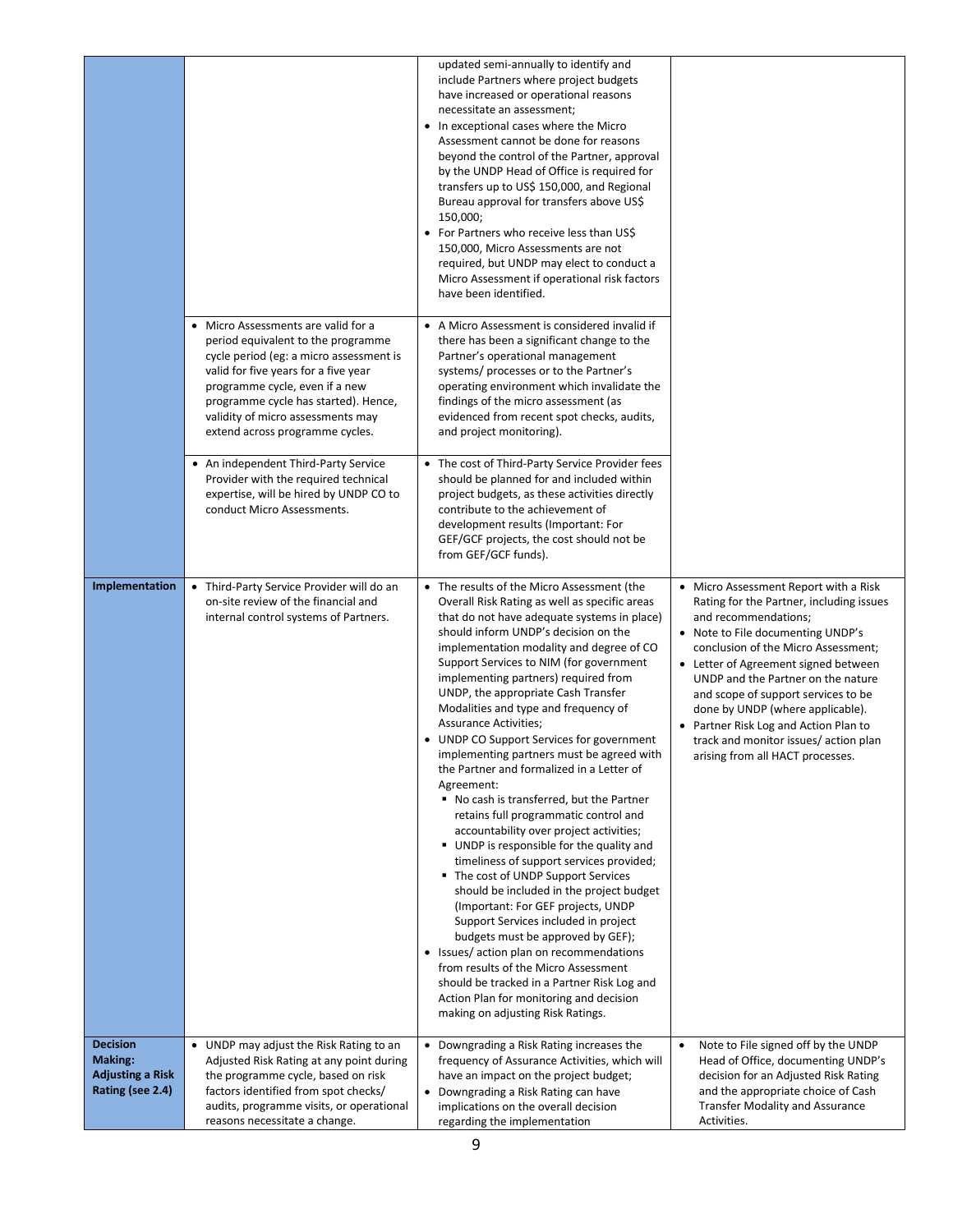| | | | |
|---|---|---|---|
| | | updated semi-annually to identify and include Partners where project budgets have increased or operational reasons necessitate an assessment;<br>• In exceptional cases where the Micro Assessment cannot be done for reasons beyond the control of the Partner, approval by the UNDP Head of Office is required for transfers up to US$ 150,000, and Regional Bureau approval for transfers above US$ 150,000;<br>• For Partners who receive less than US$ 150,000, Micro Assessments are not required, but UNDP may elect to conduct a Micro Assessment if operational risk factors have been identified. | |
| | • Micro Assessments are valid for a period equivalent to the programme cycle period (eg: a micro assessment is valid for five years for a five year programme cycle, even if a new programme cycle has started). Hence, validity of micro assessments may extend across programme cycles. | • A Micro Assessment is considered invalid if there has been a significant change to the Partner's operational management systems/ processes or to the Partner's operating environment which invalidate the findings of the micro assessment (as evidenced from recent spot checks, audits, and project monitoring). | |
| | • An independent Third-Party Service Provider with the required technical expertise, will be hired by UNDP CO to conduct Micro Assessments. | • The cost of Third-Party Service Provider fees should be planned for and included within project budgets, as these activities directly contribute to the achievement of development results (Important: For GEF/GCF projects, the cost should not be from GEF/GCF funds). | |
| **Implementation** | • Third-Party Service Provider will do an on-site review of the financial and internal control systems of Partners. | • The results of the Micro Assessment (the Overall Risk Rating as well as specific areas that do not have adequate systems in place) should inform UNDP's decision on the implementation modality and degree of CO Support Services to NIM (for government implementing partners) required from UNDP, the appropriate Cash Transfer Modalities and type and frequency of Assurance Activities;<br>• UNDP CO Support Services for government implementing partners must be agreed with the Partner and formalized in a Letter of Agreement:<br>▪ No cash is transferred, but the Partner retains full programmatic control and accountability over project activities;<br>▪ UNDP is responsible for the quality and timeliness of support services provided;<br>▪ The cost of UNDP Support Services should be included in the project budget (Important: For GEF projects, UNDP Support Services included in project budgets must be approved by GEF);<br>• Issues/ action plan on recommendations from results of the Micro Assessment should be tracked in a Partner Risk Log and Action Plan for monitoring and decision making on adjusting Risk Ratings. | • Micro Assessment Report with a Risk Rating for the Partner, including issues and recommendations;<br>• Note to File documenting UNDP's conclusion of the Micro Assessment;<br>• Letter of Agreement signed between UNDP and the Partner on the nature and scope of support services to be done by UNDP (where applicable).<br>• Partner Risk Log and Action Plan to track and monitor issues/ action plan arising from all HACT processes. |
| **Decision Making: Adjusting a Risk Rating (see 2.4)** | • UNDP may adjust the Risk Rating to an Adjusted Risk Rating at any point during the programme cycle, based on risk factors identified from spot checks/ audits, programme visits, or operational reasons necessitate a change. | • Downgrading a Risk Rating increases the frequency of Assurance Activities, which will have an impact on the project budget;<br>• Downgrading a Risk Rating can have implications on the overall decision regarding the implementation | • Note to File signed off by the UNDP Head of Office, documenting UNDP's decision for an Adjusted Risk Rating and the appropriate choice of Cash Transfer Modality and Assurance Activities. |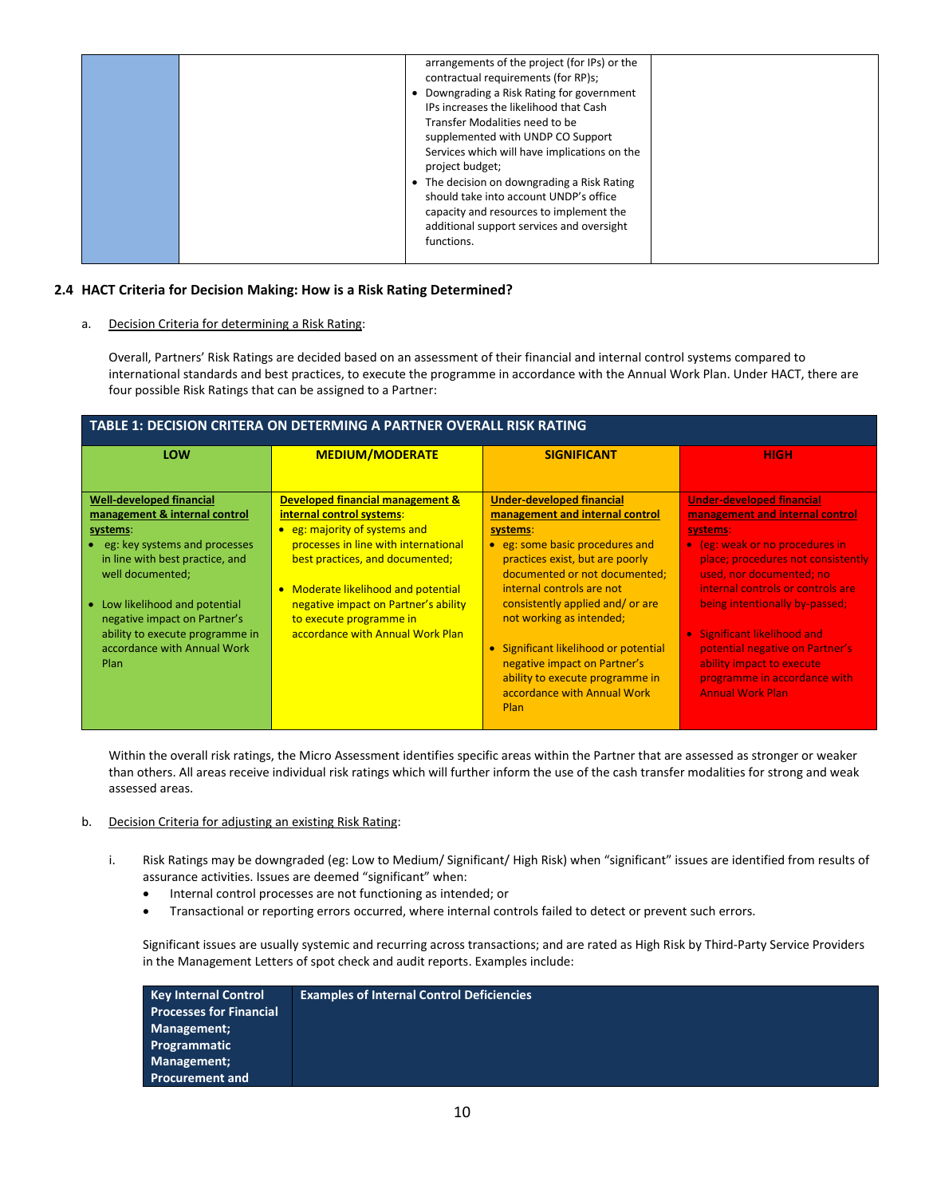| | | arrangements of the project (for IPs) or the contractual requirements (for RP)s;<br>• Downgrading a Risk Rating for government IPs increases the likelihood that Cash Transfer Modalities need to be supplemented with UNDP CO Support Services which will have implications on the project budget;<br>• The decision on downgrading a Risk Rating should take into account UNDP's office capacity and resources to implement the additional support services and oversight functions. | |
|---|---|---|---|

## 2.4 HACT Criteria for Decision Making: How is a Risk Rating Determined?

a. Decision Criteria for determining a Risk Rating:

Overall, Partners' Risk Ratings are decided based on an assessment of their financial and internal control systems compared to international standards and best practices, to execute the programme in accordance with the Annual Work Plan. Under HACT, there are four possible Risk Ratings that can be assigned to a Partner:

**TABLE 1: DECISION CRITERA ON DETERMING A PARTNER OVERALL RISK RATING**

| LOW | MEDIUM/MODERATE | SIGNIFICANT | HIGH |
|---|---|---|---|
| **Well-developed financial management & internal control systems**:<br>• eg: key systems and processes in line with best practice, and well documented;<br>• Low likelihood and potential negative impact on Partner's ability to execute programme in accordance with Annual Work Plan | **Developed financial management & internal control systems**:<br>• eg: majority of systems and processes in line with international best practices, and documented;<br>• Moderate likelihood and potential negative impact on Partner's ability to execute programme in accordance with Annual Work Plan | **Under-developed financial management and internal control systems**:<br>• eg: some basic procedures and practices exist, but are poorly documented or not documented; internal controls are not consistently applied and/ or are not working as intended;<br>• Significant likelihood or potential negative impact on Partner's ability to execute programme in accordance with Annual Work Plan | **Under-developed financial management and internal control systems**:<br>• (eg: weak or no procedures in place; procedures not consistently used, nor documented; no internal controls or controls are being intentionally by-passed;<br>• Significant likelihood and potential negative on Partner's ability impact to execute programme in accordance with Annual Work Plan |

Within the overall risk ratings, the Micro Assessment identifies specific areas within the Partner that are assessed as stronger or weaker than others. All areas receive individual risk ratings which will further inform the use of the cash transfer modalities for strong and weak assessed areas.

b. Decision Criteria for adjusting an existing Risk Rating:

i. Risk Ratings may be downgraded (eg: Low to Medium/ Significant/ High Risk) when "significant" issues are identified from results of assurance activities. Issues are deemed "significant" when:

- Internal control processes are not functioning as intended; or
- Transactional or reporting errors occurred, where internal controls failed to detect or prevent such errors.

Significant issues are usually systemic and recurring across transactions; and are rated as High Risk by Third-Party Service Providers in the Management Letters of spot check and audit reports. Examples include:

| Key Internal Control Processes for Financial Management; Programmatic Management; Procurement and | Examples of Internal Control Deficiencies |
|---|---|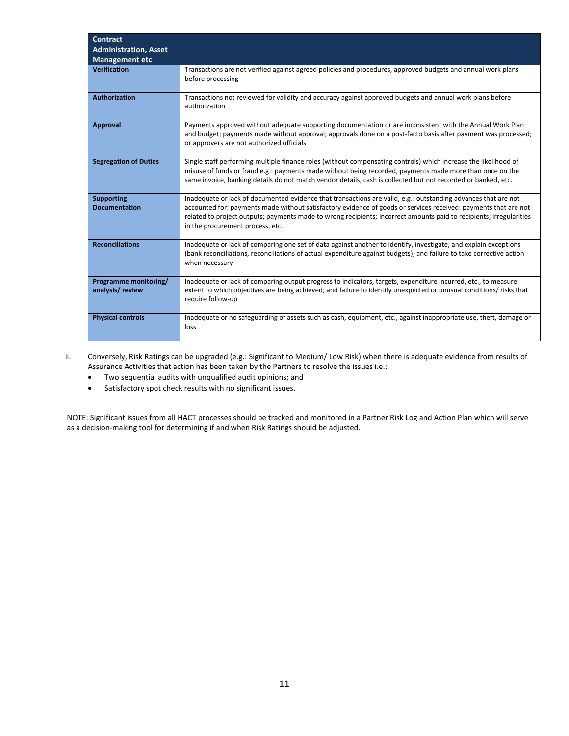| Contract Administration, Asset Management etc | |
|---|---|
| **Verification** | Transactions are not verified against agreed policies and procedures, approved budgets and annual work plans before processing |
| **Authorization** | Transactions not reviewed for validity and accuracy against approved budgets and annual work plans before authorization |
| **Approval** | Payments approved without adequate supporting documentation or are inconsistent with the Annual Work Plan and budget; payments made without approval; approvals done on a post-facto basis after payment was processed; or approvers are not authorized officials |
| **Segregation of Duties** | Single staff performing multiple finance roles (without compensating controls) which increase the likelihood of misuse of funds or fraud e.g.: payments made without being recorded, payments made more than once on the same invoice, banking details do not match vendor details, cash is collected but not recorded or banked, etc. |
| **Supporting Documentation** | Inadequate or lack of documented evidence that transactions are valid, e.g.: outstanding advances that are not accounted for; payments made without satisfactory evidence of goods or services received; payments that are not related to project outputs; payments made to wrong recipients; incorrect amounts paid to recipients; irregularities in the procurement process, etc. |
| **Reconciliations** | Inadequate or lack of comparing one set of data against another to identify, investigate, and explain exceptions (bank reconciliations, reconciliations of actual expenditure against budgets); and failure to take corrective action when necessary |
| **Programme monitoring/ analysis/ review** | Inadequate or lack of comparing output progress to indicators, targets, expenditure incurred, etc., to measure extent to which objectives are being achieved; and failure to identify unexpected or unusual conditions/ risks that require follow-up |
| **Physical controls** | Inadequate or no safeguarding of assets such as cash, equipment, etc., against inappropriate use, theft, damage or loss |

ii. Conversely, Risk Ratings can be upgraded (e.g.: Significant to Medium/ Low Risk) when there is adequate evidence from results of Assurance Activities that action has been taken by the Partners to resolve the issues i.e.:
- Two sequential audits with unqualified audit opinions; and
- Satisfactory spot check results with no significant issues.

NOTE: Significant issues from all HACT processes should be tracked and monitored in a Partner Risk Log and Action Plan which will serve as a decision-making tool for determining if and when Risk Ratings should be adjusted.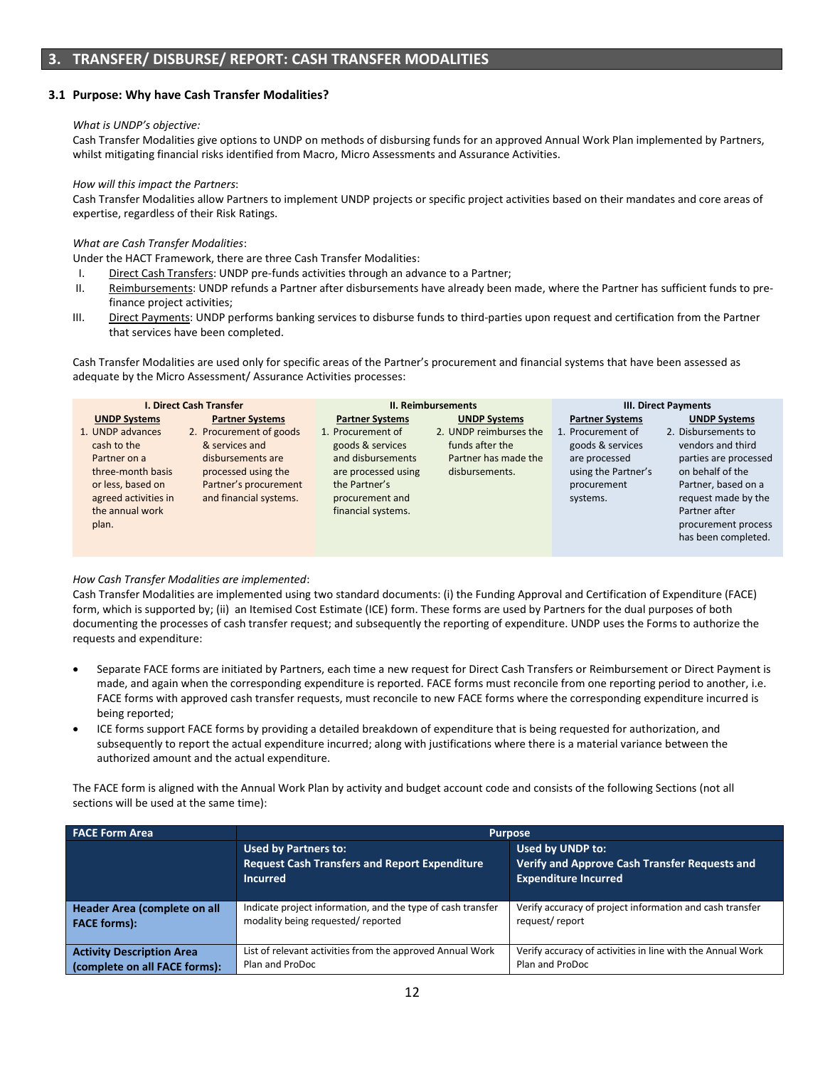## 3. TRANSFER/ DISBURSE/ REPORT: CASH TRANSFER MODALITIES

### 3.1 Purpose: Why have Cash Transfer Modalities?

*What is UNDP's objective:*
Cash Transfer Modalities give options to UNDP on methods of disbursing funds for an approved Annual Work Plan implemented by Partners, whilst mitigating financial risks identified from Macro, Micro Assessments and Assurance Activities.

*How will this impact the Partners*:
Cash Transfer Modalities allow Partners to implement UNDP projects or specific project activities based on their mandates and core areas of expertise, regardless of their Risk Ratings.

*What are Cash Transfer Modalities*:
Under the HACT Framework, there are three Cash Transfer Modalities:

I. Direct Cash Transfers: UNDP pre-funds activities through an advance to a Partner;
II. Reimbursements: UNDP refunds a Partner after disbursements have already been made, where the Partner has sufficient funds to pre-finance project activities;
III. Direct Payments: UNDP performs banking services to disburse funds to third-parties upon request and certification from the Partner that services have been completed.

Cash Transfer Modalities are used only for specific areas of the Partner's procurement and financial systems that have been assessed as adequate by the Micro Assessment/ Assurance Activities processes:

| I. Direct Cash Transfer | | II. Reimbursements | | III. Direct Payments | |
|---|---|---|---|---|---|
| **UNDP Systems** | **Partner Systems** | **Partner Systems** | **UNDP Systems** | **Partner Systems** | **UNDP Systems** |
| 1. UNDP advances cash to the Partner on a three-month basis or less, based on agreed activities in the annual work plan. | 2. Procurement of goods & services and disbursements are processed using the Partner's procurement and financial systems. | 1. Procurement of goods & services and disbursements are processed using the Partner's procurement and financial systems. | 2. UNDP reimburses the funds after the Partner has made the disbursements. | 1. Procurement of goods & services are processed using the Partner's procurement systems. | 2. Disbursements to vendors and third parties are processed on behalf of the Partner, based on a request made by the Partner after procurement process has been completed. |

*How Cash Transfer Modalities are implemented*:
Cash Transfer Modalities are implemented using two standard documents: (i) the Funding Approval and Certification of Expenditure (FACE) form, which is supported by; (ii) an Itemised Cost Estimate (ICE) form. These forms are used by Partners for the dual purposes of both documenting the processes of cash transfer request; and subsequently the reporting of expenditure. UNDP uses the Forms to authorize the requests and expenditure:

- Separate FACE forms are initiated by Partners, each time a new request for Direct Cash Transfers or Reimbursement or Direct Payment is made, and again when the corresponding expenditure is reported. FACE forms must reconcile from one reporting period to another, i.e. FACE forms with approved cash transfer requests, must reconcile to new FACE forms where the corresponding expenditure incurred is being reported;
- ICE forms support FACE forms by providing a detailed breakdown of expenditure that is being requested for authorization, and subsequently to report the actual expenditure incurred; along with justifications where there is a material variance between the authorized amount and the actual expenditure.

The FACE form is aligned with the Annual Work Plan by activity and budget account code and consists of the following Sections (not all sections will be used at the same time):

| FACE Form Area | Purpose | |
|---|---|---|
| | **Used by Partners to: Request Cash Transfers and Report Expenditure Incurred** | **Used by UNDP to: Verify and Approve Cash Transfer Requests and Expenditure Incurred** |
| **Header Area (complete on all FACE forms):** | Indicate project information, and the type of cash transfer modality being requested/ reported | Verify accuracy of project information and cash transfer request/ report |
| **Activity Description Area (complete on all FACE forms):** | List of relevant activities from the approved Annual Work Plan and ProDoc | Verify accuracy of activities in line with the Annual Work Plan and ProDoc |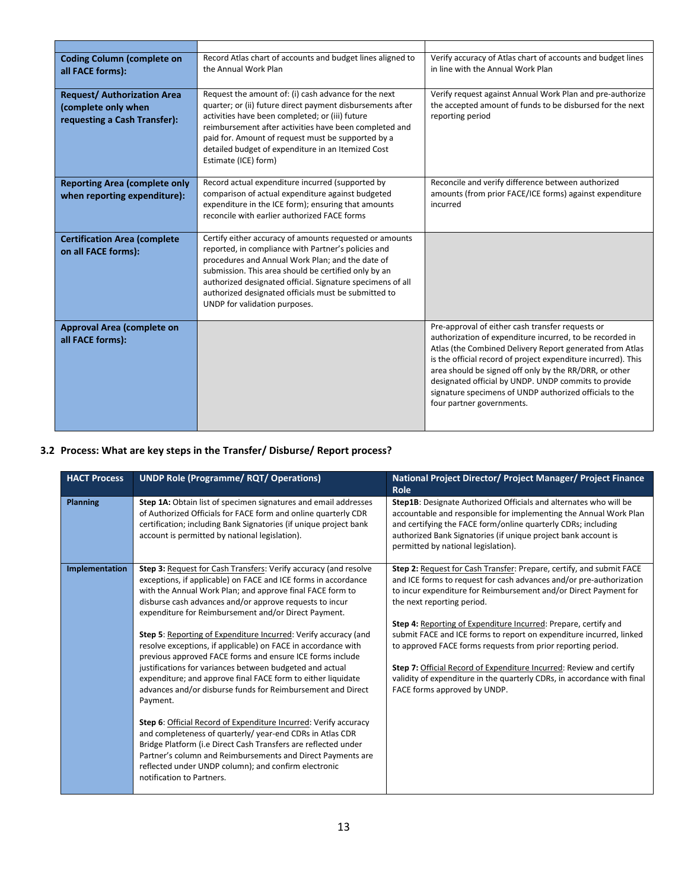| | | |
|---|---|---|
| **Coding Column (complete on all FACE forms):** | Record Atlas chart of accounts and budget lines aligned to the Annual Work Plan | Verify accuracy of Atlas chart of accounts and budget lines in line with the Annual Work Plan |
| **Request/ Authorization Area (complete only when requesting a Cash Transfer):** | Request the amount of: (i) cash advance for the next quarter; or (ii) future direct payment disbursements after activities have been completed; or (iii) future reimbursement after activities have been completed and paid for. Amount of request must be supported by a detailed budget of expenditure in an Itemized Cost Estimate (ICE) form) | Verify request against Annual Work Plan and pre-authorize the accepted amount of funds to be disbursed for the next reporting period |
| **Reporting Area (complete only when reporting expenditure):** | Record actual expenditure incurred (supported by comparison of actual expenditure against budgeted expenditure in the ICE form); ensuring that amounts reconcile with earlier authorized FACE forms | Reconcile and verify difference between authorized amounts (from prior FACE/ICE forms) against expenditure incurred |
| **Certification Area (complete on all FACE forms):** | Certify either accuracy of amounts requested or amounts reported, in compliance with Partner's policies and procedures and Annual Work Plan; and the date of submission. This area should be certified only by an authorized designated official. Signature specimens of all authorized designated officials must be submitted to UNDP for validation purposes. | |
| **Approval Area (complete on all FACE forms):** | | Pre-approval of either cash transfer requests or authorization of expenditure incurred, to be recorded in Atlas (the Combined Delivery Report generated from Atlas is the official record of project expenditure incurred). This area should be signed off only by the RR/DRR, or other designated official by UNDP. UNDP commits to provide signature specimens of UNDP authorized officials to the four partner governments. |

## 3.2 Process: What are key steps in the Transfer/ Disburse/ Report process?

| HACT Process | UNDP Role (Programme/ RQT/ Operations) | National Project Director/ Project Manager/ Project Finance Role |
|---|---|---|
| **Planning** | **Step 1A:** Obtain list of specimen signatures and email addresses of Authorized Officials for FACE form and online quarterly CDR certification; including Bank Signatories (if unique project bank account is permitted by national legislation). | **Step1B**: Designate Authorized Officials and alternates who will be accountable and responsible for implementing the Annual Work Plan and certifying the FACE form/online quarterly CDRs; including authorized Bank Signatories (if unique project bank account is permitted by national legislation). |
| **Implementation** | **Step 3:** Request for Cash Transfers: Verify accuracy (and resolve exceptions, if applicable) on FACE and ICE forms in accordance with the Annual Work Plan; and approve final FACE form to disburse cash advances and/or approve requests to incur expenditure for Reimbursement and/or Direct Payment.<br><br>**Step 5**: Reporting of Expenditure Incurred: Verify accuracy (and resolve exceptions, if applicable) on FACE in accordance with previous approved FACE forms and ensure ICE forms include justifications for variances between budgeted and actual expenditure; and approve final FACE form to either liquidate advances and/or disburse funds for Reimbursement and Direct Payment.<br><br>**Step 6**: Official Record of Expenditure Incurred: Verify accuracy and completeness of quarterly/ year-end CDRs in Atlas CDR Bridge Platform (i.e Direct Cash Transfers are reflected under Partner's column and Reimbursements and Direct Payments are reflected under UNDP column); and confirm electronic notification to Partners. | **Step 2:** Request for Cash Transfer: Prepare, certify, and submit FACE and ICE forms to request for cash advances and/or pre-authorization to incur expenditure for Reimbursement and/or Direct Payment for the next reporting period.<br><br>**Step 4:** Reporting of Expenditure Incurred: Prepare, certify and submit FACE and ICE forms to report on expenditure incurred, linked to approved FACE forms requests from prior reporting period.<br><br>**Step 7:** Official Record of Expenditure Incurred: Review and certify validity of expenditure in the quarterly CDRs, in accordance with final FACE forms approved by UNDP. |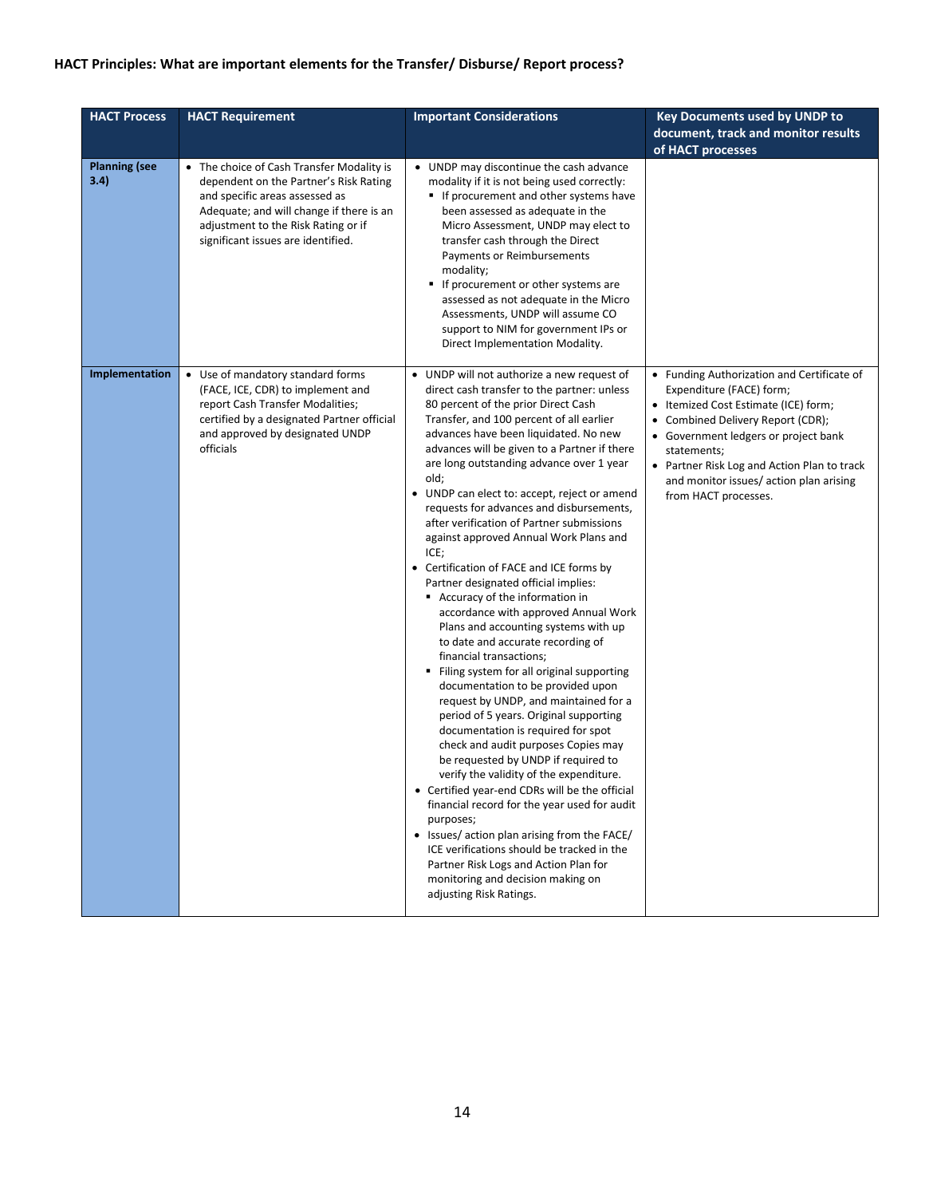**HACT Principles: What are important elements for the Transfer/ Disburse/ Report process?**

| HACT Process | HACT Requirement | Important Considerations | Key Documents used by UNDP to document, track and monitor results of HACT processes |
|---|---|---|---|
| **Planning (see 3.4)** | • The choice of Cash Transfer Modality is dependent on the Partner's Risk Rating and specific areas assessed as Adequate; and will change if there is an adjustment to the Risk Rating or if significant issues are identified. | • UNDP may discontinue the cash advance modality if it is not being used correctly:<br>▪ If procurement and other systems have been assessed as adequate in the Micro Assessment, UNDP may elect to transfer cash through the Direct Payments or Reimbursements modality;<br>▪ If procurement or other systems are assessed as not adequate in the Micro Assessments, UNDP will assume CO support to NIM for government IPs or Direct Implementation Modality. | |
| **Implementation** | • Use of mandatory standard forms (FACE, ICE, CDR) to implement and report Cash Transfer Modalities; certified by a designated Partner official and approved by designated UNDP officials | • UNDP will not authorize a new request of direct cash transfer to the partner: unless 80 percent of the prior Direct Cash Transfer, and 100 percent of all earlier advances have been liquidated. No new advances will be given to a Partner if there are long outstanding advance over 1 year old;<br>• UNDP can elect to: accept, reject or amend requests for advances and disbursements, after verification of Partner submissions against approved Annual Work Plans and ICE;<br>• Certification of FACE and ICE forms by Partner designated official implies:<br>▪ Accuracy of the information in accordance with approved Annual Work Plans and accounting systems with up to date and accurate recording of financial transactions;<br>▪ Filing system for all original supporting documentation to be provided upon request by UNDP, and maintained for a period of 5 years. Original supporting documentation is required for spot check and audit purposes Copies may be requested by UNDP if required to verify the validity of the expenditure.<br>• Certified year-end CDRs will be the official financial record for the year used for audit purposes;<br>• Issues/ action plan arising from the FACE/ ICE verifications should be tracked in the Partner Risk Logs and Action Plan for monitoring and decision making on adjusting Risk Ratings. | • Funding Authorization and Certificate of Expenditure (FACE) form;<br>• Itemized Cost Estimate (ICE) form;<br>• Combined Delivery Report (CDR);<br>• Government ledgers or project bank statements;<br>• Partner Risk Log and Action Plan to track and monitor issues/ action plan arising from HACT processes. |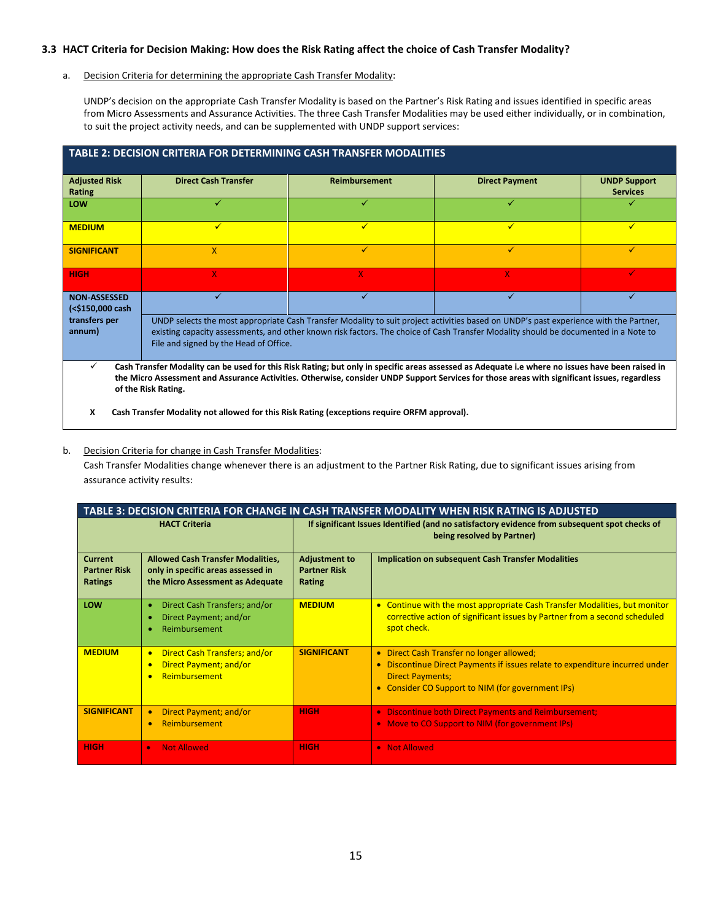### 3.3 HACT Criteria for Decision Making: How does the Risk Rating affect the choice of Cash Transfer Modality?

a. Decision Criteria for determining the appropriate Cash Transfer Modality:

UNDP's decision on the appropriate Cash Transfer Modality is based on the Partner's Risk Rating and issues identified in specific areas from Micro Assessments and Assurance Activities. The three Cash Transfer Modalities may be used either individually, or in combination, to suit the project activity needs, and can be supplemented with UNDP support services:

**TABLE 2: DECISION CRITERIA FOR DETERMINING CASH TRANSFER MODALITIES**

| Adjusted Risk Rating | Direct Cash Transfer | Reimbursement | Direct Payment | UNDP Support Services |
|---|---|---|---|---|
| LOW | ✓ | ✓ | ✓ | ✓ |
| MEDIUM | ✓ | ✓ | ✓ | ✓ |
| SIGNIFICANT | X | ✓ | ✓ | ✓ |
| HIGH | X | X | X | ✓ |
| NON-ASSESSED (<$150,000 cash transfers per annum) | ✓ | ✓ | ✓ | ✓ |
| | UNDP selects the most appropriate Cash Transfer Modality to suit project activities based on UNDP's past experience with the Partner, existing capacity assessments, and other known risk factors. The choice of Cash Transfer Modality should be documented in a Note to File and signed by the Head of Office. | | | |

✓ **Cash Transfer Modality can be used for this Risk Rating; but only in specific areas assessed as Adequate i.e where no issues have been raised in the Micro Assessment and Assurance Activities. Otherwise, consider UNDP Support Services for those areas with significant issues, regardless of the Risk Rating.**

X **Cash Transfer Modality not allowed for this Risk Rating (exceptions require ORFM approval).**

b. Decision Criteria for change in Cash Transfer Modalities:

Cash Transfer Modalities change whenever there is an adjustment to the Partner Risk Rating, due to significant issues arising from assurance activity results:

**TABLE 3: DECISION CRITERIA FOR CHANGE IN CASH TRANSFER MODALITY WHEN RISK RATING IS ADJUSTED**

| HACT Criteria | | If significant Issues Identified (and no satisfactory evidence from subsequent spot checks of being resolved by Partner) | |
|---|---|---|---|
| **Current Partner Risk Ratings** | **Allowed Cash Transfer Modalities, only in specific areas assessed in the Micro Assessment as Adequate** | **Adjustment to Partner Risk Rating** | **Implication on subsequent Cash Transfer Modalities** |
| LOW | • Direct Cash Transfers; and/or<br>• Direct Payment; and/or<br>• Reimbursement | MEDIUM | • Continue with the most appropriate Cash Transfer Modalities, but monitor corrective action of significant issues by Partner from a second scheduled spot check. |
| MEDIUM | • Direct Cash Transfers; and/or<br>• Direct Payment; and/or<br>• Reimbursement | SIGNIFICANT | • Direct Cash Transfer no longer allowed;<br>• Discontinue Direct Payments if issues relate to expenditure incurred under Direct Payments;<br>• Consider CO Support to NIM (for government IPs) |
| SIGNIFICANT | • Direct Payment; and/or<br>• Reimbursement | HIGH | • Discontinue both Direct Payments and Reimbursement;<br>• Move to CO Support to NIM (for government IPs) |
| HIGH | • Not Allowed | HIGH | • Not Allowed |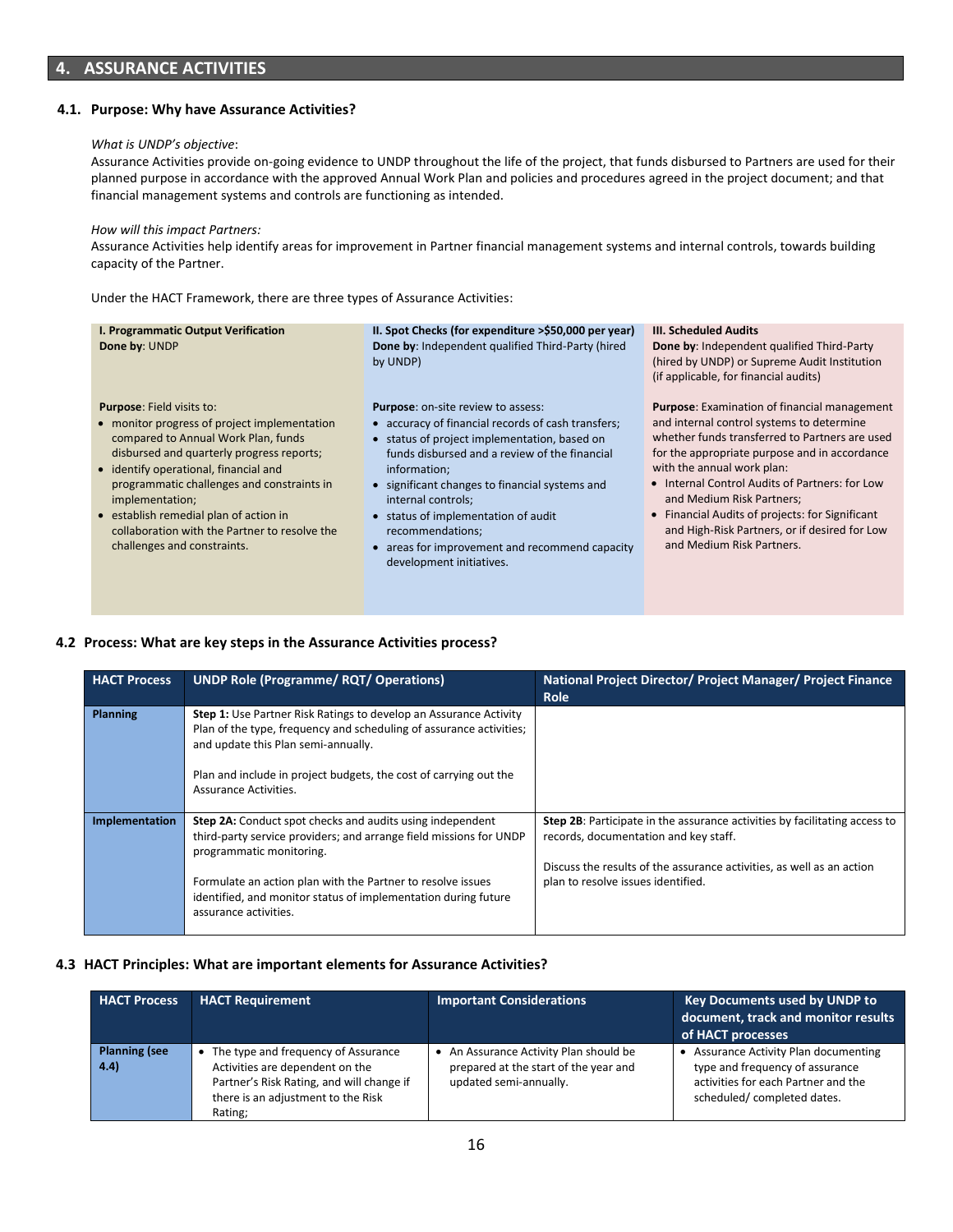## 4. ASSURANCE ACTIVITIES

### 4.1. Purpose: Why have Assurance Activities?

*What is UNDP's objective*:
Assurance Activities provide on-going evidence to UNDP throughout the life of the project, that funds disbursed to Partners are used for their planned purpose in accordance with the approved Annual Work Plan and policies and procedures agreed in the project document; and that financial management systems and controls are functioning as intended.

*How will this impact Partners:*
Assurance Activities help identify areas for improvement in Partner financial management systems and internal controls, towards building capacity of the Partner.

Under the HACT Framework, there are three types of Assurance Activities:

| **I. Programmatic Output Verification**<br>**Done by**: UNDP | **II. Spot Checks (for expenditure >$50,000 per year)**<br>**Done by**: Independent qualified Third-Party (hired by UNDP) | **III. Scheduled Audits**<br>**Done by**: Independent qualified Third-Party (hired by UNDP) or Supreme Audit Institution (if applicable, for financial audits) |
|---|---|---|
| **Purpose**: Field visits to:<br>• monitor progress of project implementation compared to Annual Work Plan, funds disbursed and quarterly progress reports;<br>• identify operational, financial and programmatic challenges and constraints in implementation;<br>• establish remedial plan of action in collaboration with the Partner to resolve the challenges and constraints. | **Purpose**: on-site review to assess:<br>• accuracy of financial records of cash transfers;<br>• status of project implementation, based on funds disbursed and a review of the financial information;<br>• significant changes to financial systems and internal controls;<br>• status of implementation of audit recommendations;<br>• areas for improvement and recommend capacity development initiatives. | **Purpose**: Examination of financial management and internal control systems to determine whether funds transferred to Partners are used for the appropriate purpose and in accordance with the annual work plan:<br>• Internal Control Audits of Partners: for Low and Medium Risk Partners;<br>• Financial Audits of projects: for Significant and High-Risk Partners, or if desired for Low and Medium Risk Partners. |

### 4.2 Process: What are key steps in the Assurance Activities process?

| HACT Process | UNDP Role (Programme/ RQT/ Operations) | National Project Director/ Project Manager/ Project Finance Role |
|---|---|---|
| **Planning** | **Step 1:** Use Partner Risk Ratings to develop an Assurance Activity Plan of the type, frequency and scheduling of assurance activities; and update this Plan semi-annually.<br><br>Plan and include in project budgets, the cost of carrying out the Assurance Activities. | |
| **Implementation** | **Step 2A:** Conduct spot checks and audits using independent third-party service providers; and arrange field missions for UNDP programmatic monitoring.<br><br>Formulate an action plan with the Partner to resolve issues identified, and monitor status of implementation during future assurance activities. | **Step 2B**: Participate in the assurance activities by facilitating access to records, documentation and key staff.<br><br>Discuss the results of the assurance activities, as well as an action plan to resolve issues identified. |

### 4.3 HACT Principles: What are important elements for Assurance Activities?

| HACT Process | HACT Requirement | Important Considerations | Key Documents used by UNDP to document, track and monitor results of HACT processes |
|---|---|---|---|
| **Planning (see 4.4)** | • The type and frequency of Assurance Activities are dependent on the Partner's Risk Rating, and will change if there is an adjustment to the Risk Rating; | • An Assurance Activity Plan should be prepared at the start of the year and updated semi-annually. | • Assurance Activity Plan documenting type and frequency of assurance activities for each Partner and the scheduled/ completed dates. |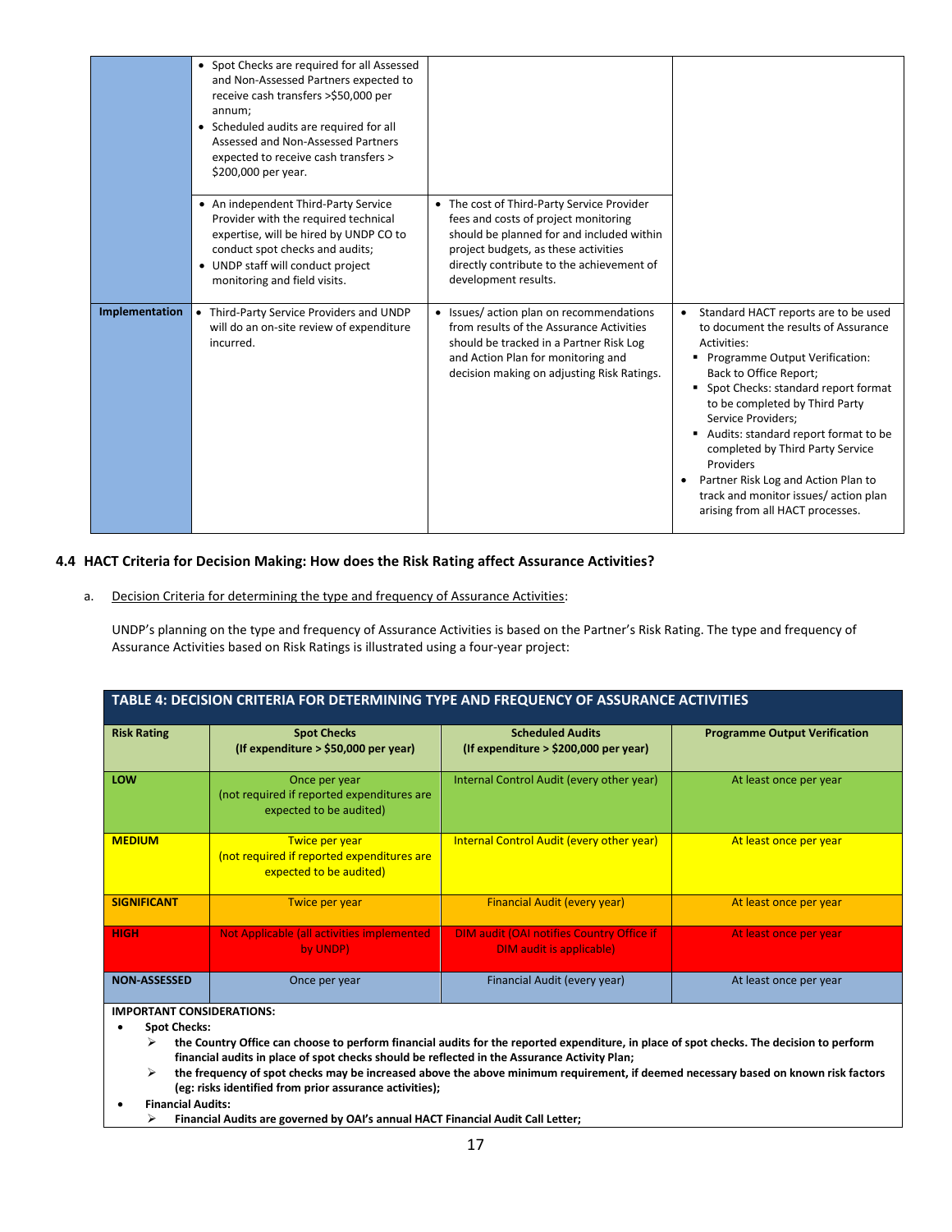| | | | |
|---|---|---|---|
| | • Spot Checks are required for all Assessed and Non-Assessed Partners expected to receive cash transfers >$50,000 per annum;<br>• Scheduled audits are required for all Assessed and Non-Assessed Partners expected to receive cash transfers > $200,000 per year. | | |
| | • An independent Third-Party Service Provider with the required technical expertise, will be hired by UNDP CO to conduct spot checks and audits;<br>• UNDP staff will conduct project monitoring and field visits. | • The cost of Third-Party Service Provider fees and costs of project monitoring should be planned for and included within project budgets, as these activities directly contribute to the achievement of development results. | |
| **Implementation** | • Third-Party Service Providers and UNDP will do an on-site review of expenditure incurred. | • Issues/ action plan on recommendations from results of the Assurance Activities should be tracked in a Partner Risk Log and Action Plan for monitoring and decision making on adjusting Risk Ratings. | • Standard HACT reports are to be used to document the results of Assurance Activities:<br>▪ Programme Output Verification: Back to Office Report;<br>▪ Spot Checks: standard report format to be completed by Third Party Service Providers;<br>▪ Audits: standard report format to be completed by Third Party Service Providers<br>• Partner Risk Log and Action Plan to track and monitor issues/ action plan arising from all HACT processes. |

### 4.4 HACT Criteria for Decision Making: How does the Risk Rating affect Assurance Activities?

a. Decision Criteria for determining the type and frequency of Assurance Activities:

UNDP's planning on the type and frequency of Assurance Activities is based on the Partner's Risk Rating. The type and frequency of Assurance Activities based on Risk Ratings is illustrated using a four-year project:

**TABLE 4: DECISION CRITERIA FOR DETERMINING TYPE AND FREQUENCY OF ASSURANCE ACTIVITIES**

| Risk Rating | Spot Checks (If expenditure > $50,000 per year) | Scheduled Audits (If expenditure > $200,000 per year) | Programme Output Verification |
|---|---|---|---|
| **LOW** | Once per year (not required if reported expenditures are expected to be audited) | Internal Control Audit (every other year) | At least once per year |
| **MEDIUM** | Twice per year (not required if reported expenditures are expected to be audited) | Internal Control Audit (every other year) | At least once per year |
| **SIGNIFICANT** | Twice per year | Financial Audit (every year) | At least once per year |
| **HIGH** | Not Applicable (all activities implemented by UNDP) | DIM audit (OAI notifies Country Office if DIM audit is applicable) | At least once per year |
| **NON-ASSESSED** | Once per year | Financial Audit (every year) | At least once per year |

**IMPORTANT CONSIDERATIONS:**

- **Spot Checks:**
  - **the Country Office can choose to perform financial audits for the reported expenditure, in place of spot checks. The decision to perform financial audits in place of spot checks should be reflected in the Assurance Activity Plan;**
  - **the frequency of spot checks may be increased above the above minimum requirement, if deemed necessary based on known risk factors (eg: risks identified from prior assurance activities);**
- **Financial Audits:**
  - **Financial Audits are governed by OAI's annual HACT Financial Audit Call Letter;**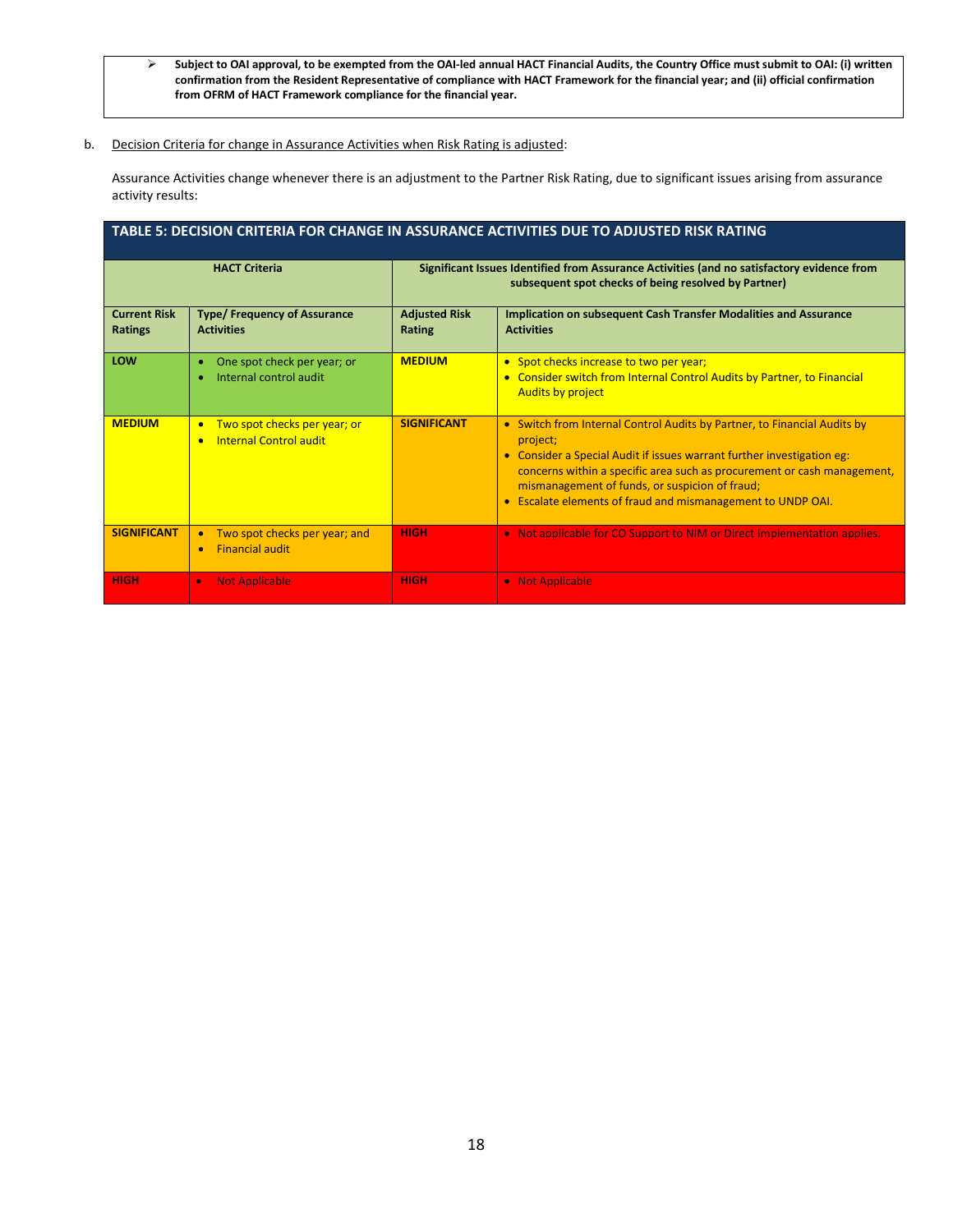> **Subject to OAI approval, to be exempted from the OAI-led annual HACT Financial Audits, the Country Office must submit to OAI: (i) written confirmation from the Resident Representative of compliance with HACT Framework for the financial year; and (ii) official confirmation from OFRM of HACT Framework compliance for the financial year.**

b. Decision Criteria for change in Assurance Activities when Risk Rating is adjusted:

Assurance Activities change whenever there is an adjustment to the Partner Risk Rating, due to significant issues arising from assurance activity results:

**TABLE 5: DECISION CRITERIA FOR CHANGE IN ASSURANCE ACTIVITIES DUE TO ADJUSTED RISK RATING**

| HACT Criteria | | Significant Issues Identified from Assurance Activities (and no satisfactory evidence from subsequent spot checks of being resolved by Partner) | |
|---|---|---|---|
| **Current Risk Ratings** | **Type/ Frequency of Assurance Activities** | **Adjusted Risk Rating** | **Implication on subsequent Cash Transfer Modalities and Assurance Activities** |
| **LOW** | • One spot check per year; or<br>• Internal control audit | **MEDIUM** | • Spot checks increase to two per year;<br>• Consider switch from Internal Control Audits by Partner, to Financial Audits by project |
| **MEDIUM** | • Two spot checks per year; or<br>• Internal Control audit | **SIGNIFICANT** | • Switch from Internal Control Audits by Partner, to Financial Audits by project;<br>• Consider a Special Audit if issues warrant further investigation eg: concerns within a specific area such as procurement or cash management, mismanagement of funds, or suspicion of fraud;<br>• Escalate elements of fraud and mismanagement to UNDP OAI. |
| **SIGNIFICANT** | • Two spot checks per year; and<br>• Financial audit | **HIGH** | • Not applicable for CO Support to NIM or Direct Implementation applies. |
| **HIGH** | • Not Applicable | **HIGH** | • Not Applicable |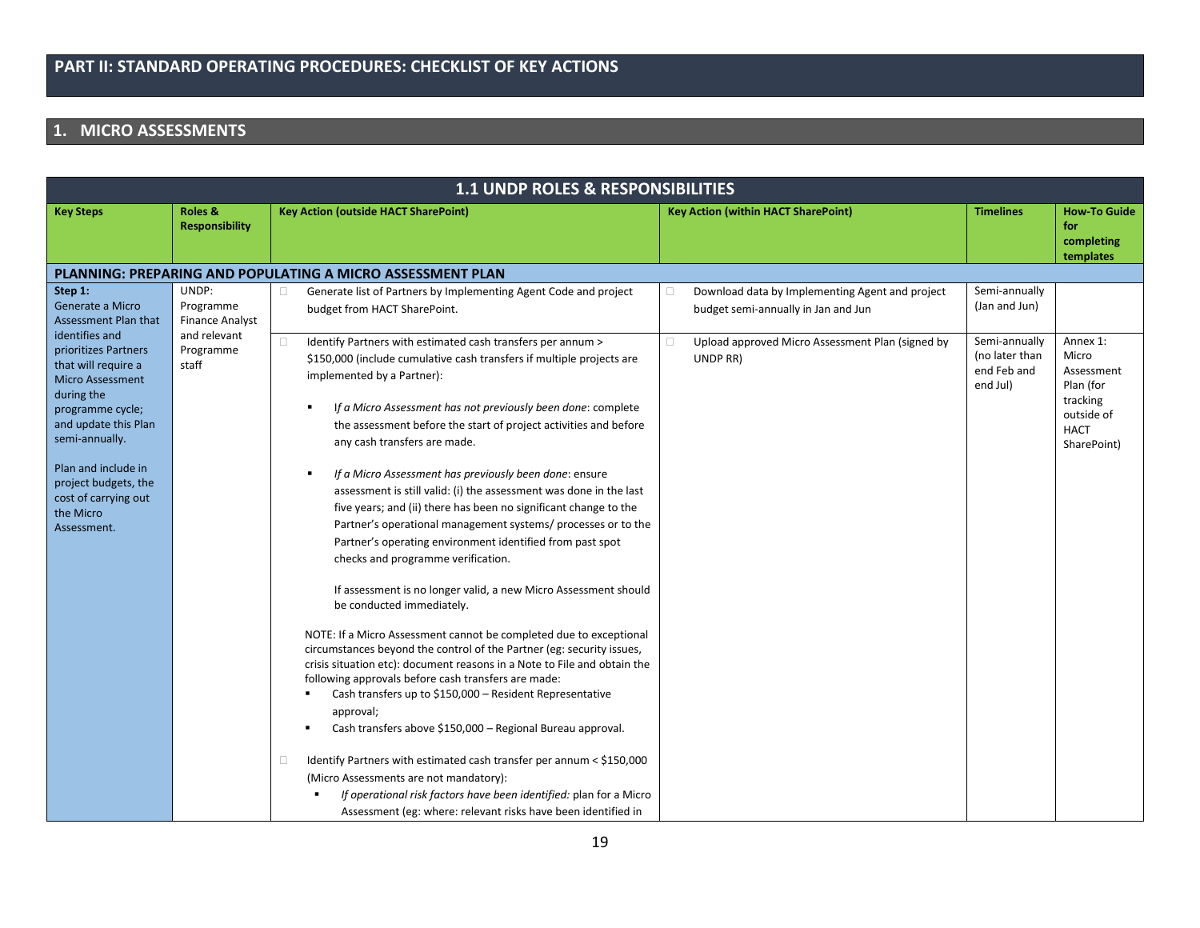## PART II: STANDARD OPERATING PROCEDURES: CHECKLIST OF KEY ACTIONS

### 1. MICRO ASSESSMENTS

| 1.1 UNDP ROLES & RESPONSIBILITIES | | | | | |
|---|---|---|---|---|---|
| **Key Steps** | **Roles & Responsibility** | **Key Action (outside HACT SharePoint)** | **Key Action (within HACT SharePoint)** | **Timelines** | **How-To Guide for completing templates** |
| **PLANNING: PREPARING AND POPULATING A MICRO ASSESSMENT PLAN** | | | | | |
| **Step 1:** Generate a Micro Assessment Plan that identifies and prioritizes Partners that will require a Micro Assessment during the programme cycle; and update this Plan semi-annually.<br><br>Plan and include in project budgets, the cost of carrying out the Micro Assessment. | UNDP: Programme Finance Analyst and relevant Programme staff | ☐ Generate list of Partners by Implementing Agent Code and project budget from HACT SharePoint. | ☐ Download data by Implementing Agent and project budget semi-annually in Jan and Jun | Semi-annually (Jan and Jun) | |
| | | ☐ Identify Partners with estimated cash transfers per annum > $150,000 (include cumulative cash transfers if multiple projects are implemented by a Partner):<br>▪ *If a Micro Assessment has not previously been done*: complete the assessment before the start of project activities and before any cash transfers are made.<br>▪ *If a Micro Assessment has previously been done*: ensure assessment is still valid: (i) the assessment was done in the last five years; and (ii) there has been no significant change to the Partner's operational management systems/ processes or to the Partner's operating environment identified from past spot checks and programme verification.<br><br>If assessment is no longer valid, a new Micro Assessment should be conducted immediately.<br><br>NOTE: If a Micro Assessment cannot be completed due to exceptional circumstances beyond the control of the Partner (eg: security issues, crisis situation etc): document reasons in a Note to File and obtain the following approvals before cash transfers are made:<br>▪ Cash transfers up to $150,000 – Resident Representative approval;<br>▪ Cash transfers above $150,000 – Regional Bureau approval.<br><br>☐ Identify Partners with estimated cash transfer per annum < $150,000 (Micro Assessments are not mandatory):<br>▪ *If operational risk factors have been identified:* plan for a Micro Assessment (eg: where: relevant risks have been identified in | ☐ Upload approved Micro Assessment Plan (signed by UNDP RR) | Semi-annually (no later than end Feb and end Jul) | Annex 1: Micro Assessment Plan (for tracking outside of HACT SharePoint) |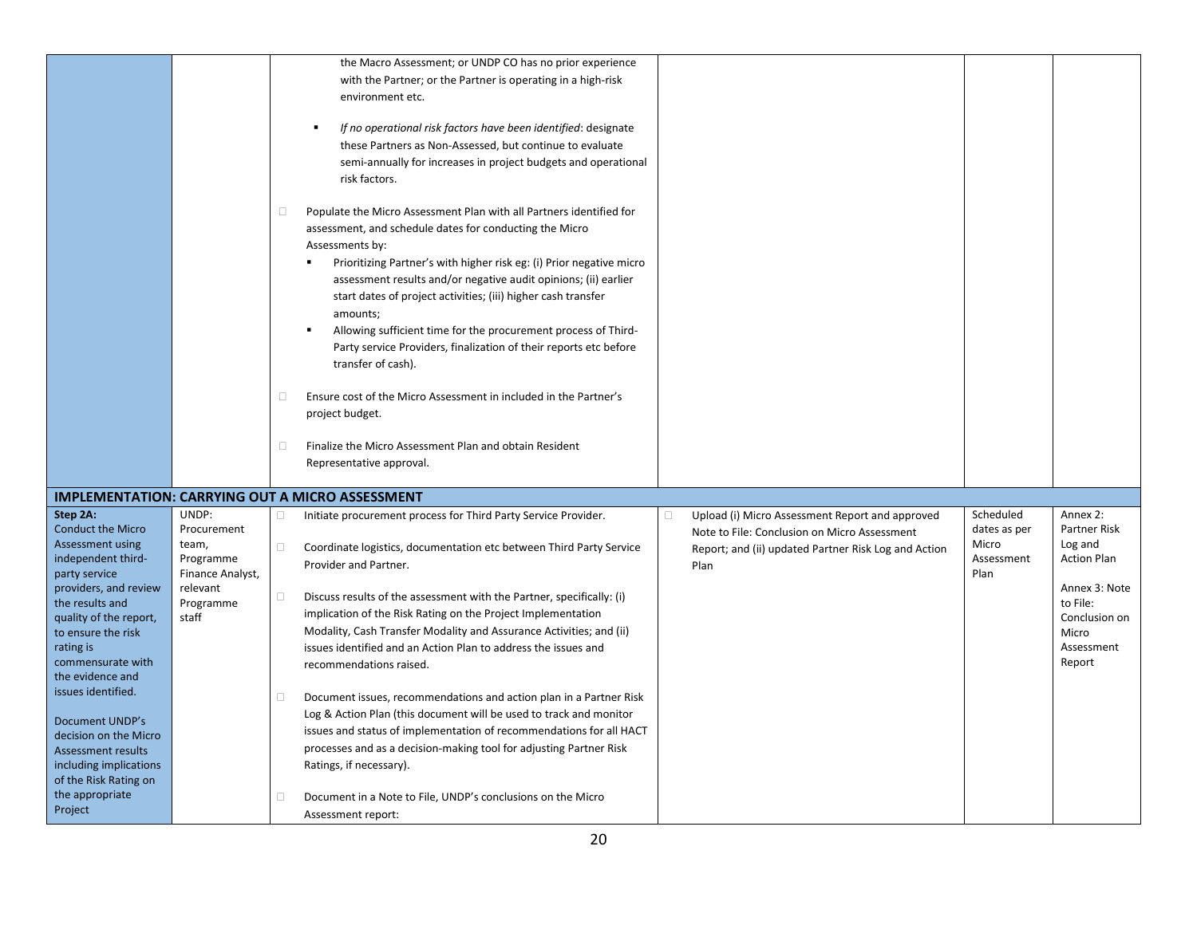| | | | | | |
|---|---|---|---|---|---|
| | | the Macro Assessment; or UNDP CO has no prior experience with the Partner; or the Partner is operating in a high-risk environment etc.<br><br>▪ *If no operational risk factors have been identified*: designate these Partners as Non-Assessed, but continue to evaluate semi-annually for increases in project budgets and operational risk factors.<br><br>□ Populate the Micro Assessment Plan with all Partners identified for assessment, and schedule dates for conducting the Micro Assessments by:<br>▪ Prioritizing Partner's with higher risk eg: (i) Prior negative micro assessment results and/or negative audit opinions; (ii) earlier start dates of project activities; (iii) higher cash transfer amounts;<br>▪ Allowing sufficient time for the procurement process of Third-Party service Providers, finalization of their reports etc before transfer of cash).<br><br>□ Ensure cost of the Micro Assessment in included in the Partner's project budget.<br><br>□ Finalize the Micro Assessment Plan and obtain Resident Representative approval. | | | |
| **IMPLEMENTATION: CARRYING OUT A MICRO ASSESSMENT** | | | | | |
| **Step 2A:** Conduct the Micro Assessment using independent third-party service providers, and review the results and quality of the report, to ensure the risk rating is commensurate with the evidence and issues identified.<br><br>Document UNDP's decision on the Micro Assessment results including implications of the Risk Rating on the appropriate Project | UNDP: Procurement team, Programme Finance Analyst, relevant Programme staff | □ Initiate procurement process for Third Party Service Provider.<br><br>□ Coordinate logistics, documentation etc between Third Party Service Provider and Partner.<br><br>□ Discuss results of the assessment with the Partner, specifically: (i) implication of the Risk Rating on the Project Implementation Modality, Cash Transfer Modality and Assurance Activities; and (ii) issues identified and an Action Plan to address the issues and recommendations raised.<br><br>□ Document issues, recommendations and action plan in a Partner Risk Log & Action Plan (this document will be used to track and monitor issues and status of implementation of recommendations for all HACT processes and as a decision-making tool for adjusting Partner Risk Ratings, if necessary).<br><br>□ Document in a Note to File, UNDP's conclusions on the Micro Assessment report: | □ Upload (i) Micro Assessment Report and approved Note to File: Conclusion on Micro Assessment Report; and (ii) updated Partner Risk Log and Action Plan | Scheduled dates as per Micro Assessment Plan | Annex 2: Partner Risk Log and Action Plan<br><br>Annex 3: Note to File: Conclusion on Micro Assessment Report |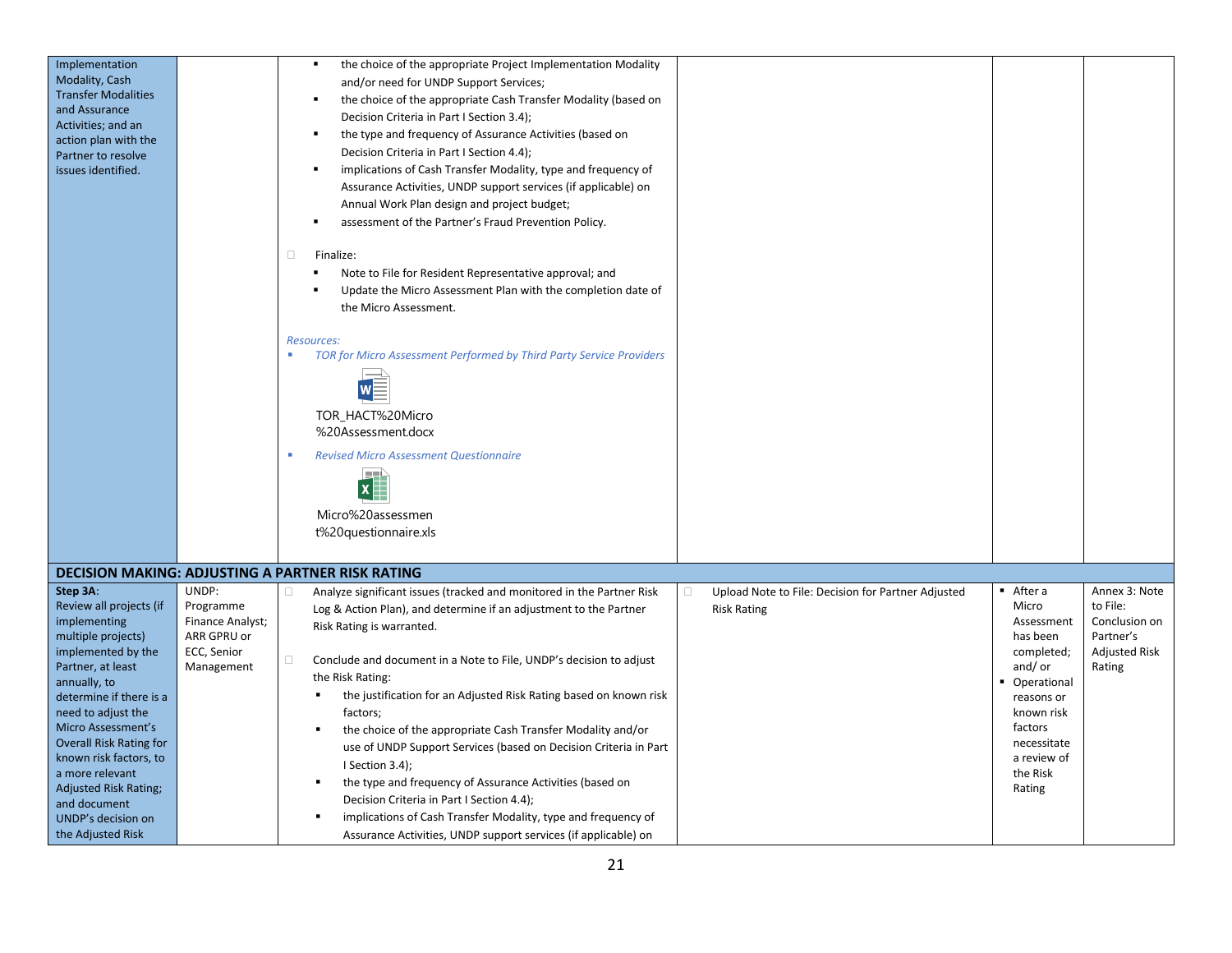| | | | | | |
|---|---|---|---|---|---|
| Implementation Modality, Cash Transfer Modalities and Assurance Activities; and an action plan with the Partner to resolve issues identified. | | ▪ the choice of the appropriate Project Implementation Modality and/or need for UNDP Support Services;<br>▪ the choice of the appropriate Cash Transfer Modality (based on Decision Criteria in Part I Section 3.4);<br>▪ the type and frequency of Assurance Activities (based on Decision Criteria in Part I Section 4.4);<br>▪ implications of Cash Transfer Modality, type and frequency of Assurance Activities, UNDP support services (if applicable) on Annual Work Plan design and project budget;<br>▪ assessment of the Partner's Fraud Prevention Policy.<br><br>□ Finalize:<br>▪ Note to File for Resident Representative approval; and<br>▪ Update the Micro Assessment Plan with the completion date of the Micro Assessment.<br><br>*Resources:*<br>▪ *TOR for Micro Assessment Performed by Third Party Service Providers*<br>TOR_HACT%20Micro%20Assessment.docx<br>▪ *Revised Micro Assessment Questionnaire*<br>Micro%20assessment%20questionnaire.xls | | | |
| **DECISION MAKING: ADJUSTING A PARTNER RISK RATING** | | | | | |
| **Step 3A**: Review all projects (if implementing multiple projects) implemented by the Partner, at least annually, to determine if there is a need to adjust the Micro Assessment's Overall Risk Rating for known risk factors, to a more relevant Adjusted Risk Rating; and document UNDP's decision on the Adjusted Risk | UNDP: Programme Finance Analyst; ARR GPRU or ECC, Senior Management | □ Analyze significant issues (tracked and monitored in the Partner Risk Log & Action Plan), and determine if an adjustment to the Partner Risk Rating is warranted.<br><br>□ Conclude and document in a Note to File, UNDP's decision to adjust the Risk Rating:<br>▪ the justification for an Adjusted Risk Rating based on known risk factors;<br>▪ the choice of the appropriate Cash Transfer Modality and/or use of UNDP Support Services (based on Decision Criteria in Part I Section 3.4);<br>▪ the type and frequency of Assurance Activities (based on Decision Criteria in Part I Section 4.4);<br>▪ implications of Cash Transfer Modality, type and frequency of Assurance Activities, UNDP support services (if applicable) on | □ Upload Note to File: Decision for Partner Adjusted Risk Rating | ▪ After a Micro Assessment has been completed; and/ or<br>▪ Operational reasons or known risk factors necessitate a review of the Risk Rating | Annex 3: Note to File: Conclusion on Partner's Adjusted Risk Rating |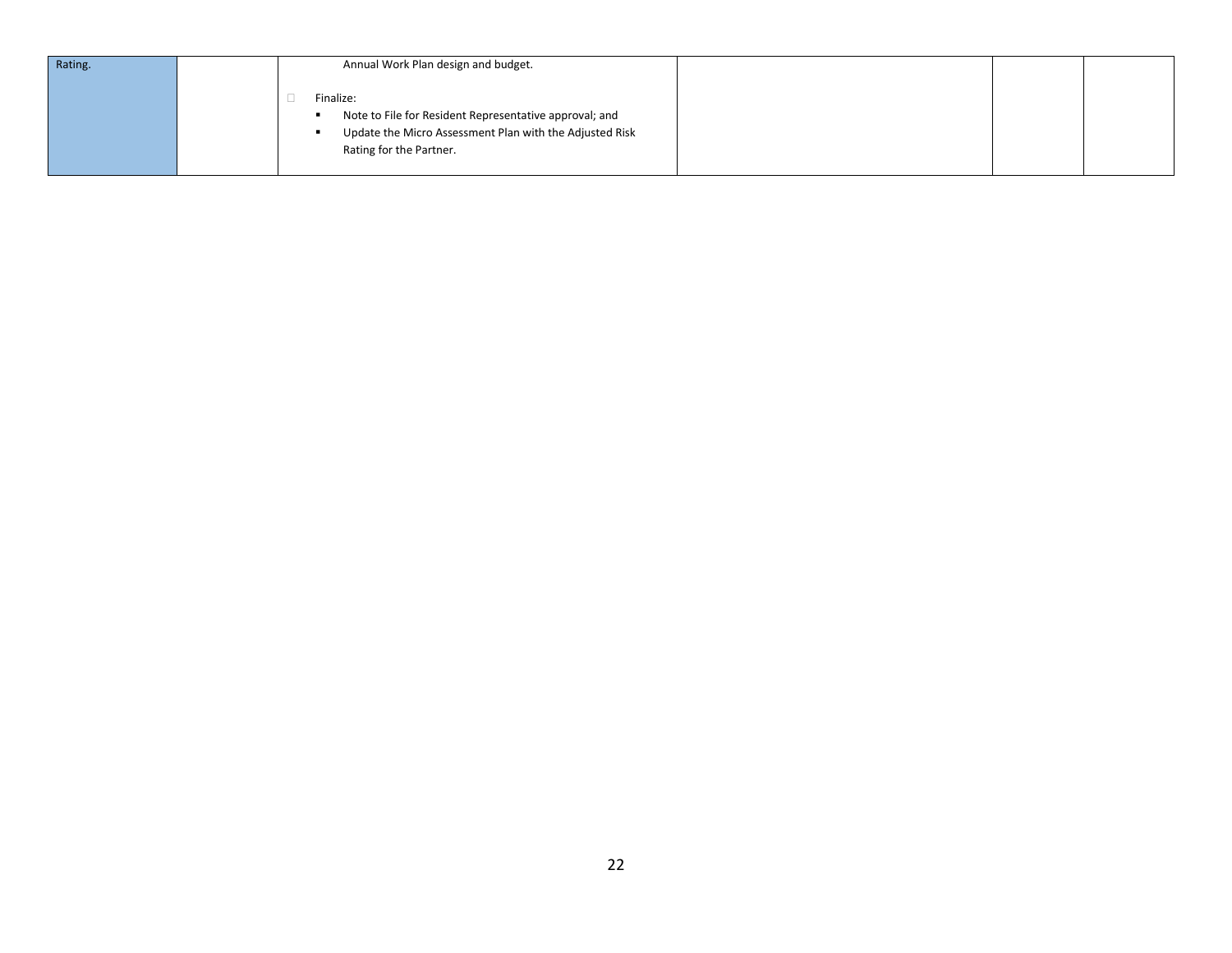| | | | | | |
|---|---|---|---|---|---|
| Rating. | | Annual Work Plan design and budget.<br><br>□ Finalize:<br>▪ Note to File for Resident Representative approval; and<br>▪ Update the Micro Assessment Plan with the Adjusted Risk Rating for the Partner. | | | |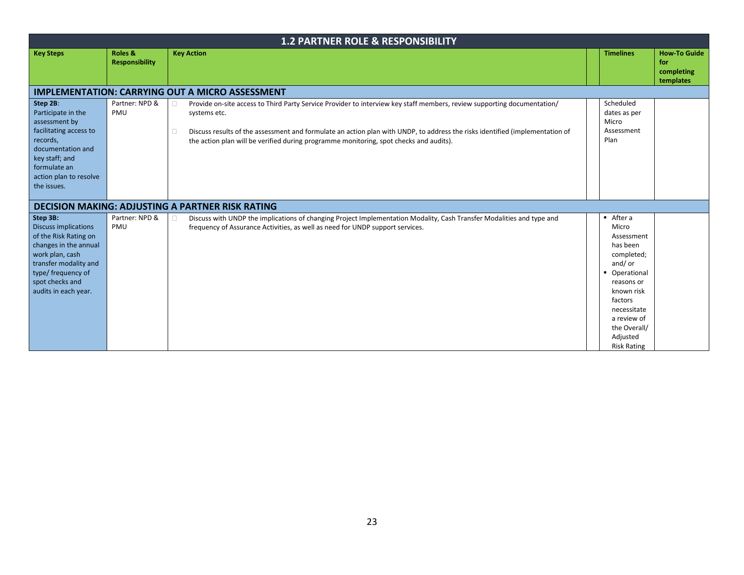| 1.2 PARTNER ROLE & RESPONSIBILITY | | | | | |
|---|---|---|---|---|---|
| **Key Steps** | **Roles & Responsibility** | **Key Action** | | **Timelines** | **How-To Guide for completing templates** |
| **IMPLEMENTATION: CARRYING OUT A MICRO ASSESSMENT** | | | | | |
| **Step 2B**: Participate in the assessment by facilitating access to records, documentation and key staff; and formulate an action plan to resolve the issues. | Partner: NPD & PMU | ◻ Provide on-site access to Third Party Service Provider to interview key staff members, review supporting documentation/ systems etc.<br><br>◻ Discuss results of the assessment and formulate an action plan with UNDP, to address the risks identified (implementation of the action plan will be verified during programme monitoring, spot checks and audits). | | Scheduled dates as per Micro Assessment Plan | |
| **DECISION MAKING: ADJUSTING A PARTNER RISK RATING** | | | | | |
| **Step 3B:** Discuss implications of the Risk Rating on changes in the annual work plan, cash transfer modality and type/ frequency of spot checks and audits in each year. | Partner: NPD & PMU | ◻ Discuss with UNDP the implications of changing Project Implementation Modality, Cash Transfer Modalities and type and frequency of Assurance Activities, as well as need for UNDP support services. | | ▪ After a Micro Assessment has been completed; and/ or<br>▪ Operational reasons or known risk factors necessitate a review of the Overall/ Adjusted Risk Rating | |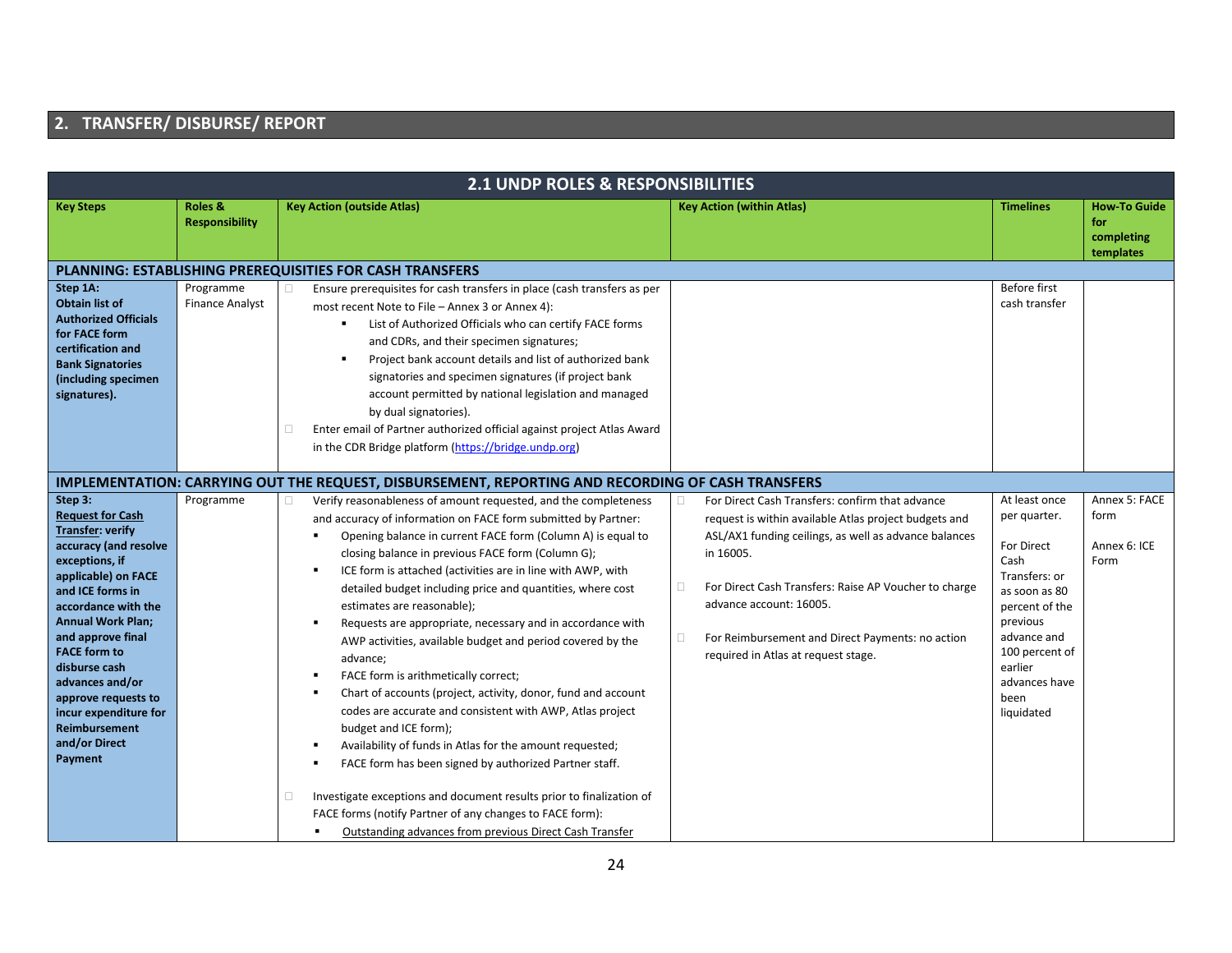## 2. TRANSFER/ DISBURSE/ REPORT

| 2.1 UNDP ROLES & RESPONSIBILITIES | | | | | |
|---|---|---|---|---|---|
| **Key Steps** | **Roles & Responsibility** | **Key Action (outside Atlas)** | **Key Action (within Atlas)** | **Timelines** | **How-To Guide for completing templates** |
| **PLANNING: ESTABLISHING PREREQUISITIES FOR CASH TRANSFERS** | | | | | |
| **Step 1A: Obtain list of Authorized Officials for FACE form certification and Bank Signatories (including specimen signatures).** | Programme Finance Analyst | □ Ensure prerequisites for cash transfers in place (cash transfers as per most recent Note to File – Annex 3 or Annex 4):<br>▪ List of Authorized Officials who can certify FACE forms and CDRs, and their specimen signatures;<br>▪ Project bank account details and list of authorized bank signatories and specimen signatures (if project bank account permitted by national legislation and managed by dual signatories).<br>□ Enter email of Partner authorized official against project Atlas Award in the CDR Bridge platform (https://bridge.undp.org) | | Before first cash transfer | |
| **IMPLEMENTATION: CARRYING OUT THE REQUEST, DISBURSEMENT, REPORTING AND RECORDING OF CASH TRANSFERS** | | | | | |
| **Step 3: Request for Cash Transfer: verify accuracy (and resolve exceptions, if applicable) on FACE and ICE forms in accordance with the Annual Work Plan; and approve final FACE form to disburse cash advances and/or approve requests to incur expenditure for Reimbursement and/or Direct Payment** | Programme | □ Verify reasonableness of amount requested, and the completeness and accuracy of information on FACE form submitted by Partner:<br>▪ Opening balance in current FACE form (Column A) is equal to closing balance in previous FACE form (Column G);<br>▪ ICE form is attached (activities are in line with AWP, with detailed budget including price and quantities, where cost estimates are reasonable);<br>▪ Requests are appropriate, necessary and in accordance with AWP activities, available budget and period covered by the advance;<br>▪ FACE form is arithmetically correct;<br>▪ Chart of accounts (project, activity, donor, fund and account codes are accurate and consistent with AWP, Atlas project budget and ICE form);<br>▪ Availability of funds in Atlas for the amount requested;<br>▪ FACE form has been signed by authorized Partner staff.<br><br>□ Investigate exceptions and document results prior to finalization of FACE forms (notify Partner of any changes to FACE form):<br>▪ Outstanding advances from previous Direct Cash Transfer | □ For Direct Cash Transfers: confirm that advance request is within available Atlas project budgets and ASL/AX1 funding ceilings, as well as advance balances in 16005.<br><br>□ For Direct Cash Transfers: Raise AP Voucher to charge advance account: 16005.<br><br>□ For Reimbursement and Direct Payments: no action required in Atlas at request stage. | At least once per quarter.<br><br>For Direct Cash Transfers: or as soon as 80 percent of the previous advance and 100 percent of earlier advances have been liquidated | Annex 5: FACE form<br><br>Annex 6: ICE Form |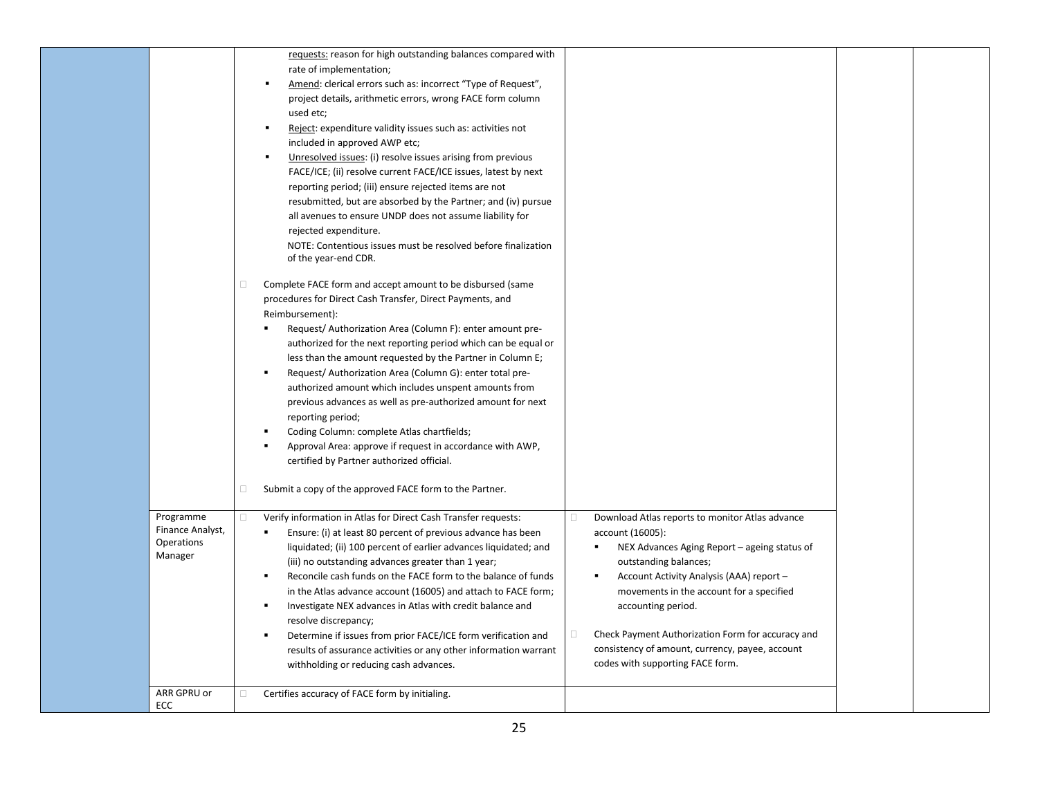| | | | | | |
|---|---|---|---|---|---|
| | | requests: reason for high outstanding balances compared with rate of implementation;<br>▪ Amend: clerical errors such as: incorrect "Type of Request", project details, arithmetic errors, wrong FACE form column used etc;<br>▪ Reject: expenditure validity issues such as: activities not included in approved AWP etc;<br>▪ Unresolved issues: (i) resolve issues arising from previous FACE/ICE; (ii) resolve current FACE/ICE issues, latest by next reporting period; (iii) ensure rejected items are not resubmitted, but are absorbed by the Partner; and (iv) pursue all avenues to ensure UNDP does not assume liability for rejected expenditure.<br>NOTE: Contentious issues must be resolved before finalization of the year-end CDR.<br><br>□ Complete FACE form and accept amount to be disbursed (same procedures for Direct Cash Transfer, Direct Payments, and Reimbursement):<br>▪ Request/ Authorization Area (Column F): enter amount pre-authorized for the next reporting period which can be equal or less than the amount requested by the Partner in Column E;<br>▪ Request/ Authorization Area (Column G): enter total pre-authorized amount which includes unspent amounts from previous advances as well as pre-authorized amount for next reporting period;<br>▪ Coding Column: complete Atlas chartfields;<br>▪ Approval Area: approve if request in accordance with AWP, certified by Partner authorized official.<br><br>□ Submit a copy of the approved FACE form to the Partner. | | | |
| | Programme Finance Analyst, Operations Manager | □ Verify information in Atlas for Direct Cash Transfer requests:<br>▪ Ensure: (i) at least 80 percent of previous advance has been liquidated; (ii) 100 percent of earlier advances liquidated; and (iii) no outstanding advances greater than 1 year;<br>▪ Reconcile cash funds on the FACE form to the balance of funds in the Atlas advance account (16005) and attach to FACE form;<br>▪ Investigate NEX advances in Atlas with credit balance and resolve discrepancy;<br>▪ Determine if issues from prior FACE/ICE form verification and results of assurance activities or any other information warrant withholding or reducing cash advances. | □ Download Atlas reports to monitor Atlas advance account (16005):<br>▪ NEX Advances Aging Report – ageing status of outstanding balances;<br>▪ Account Activity Analysis (AAA) report – movements in the account for a specified accounting period.<br><br>□ Check Payment Authorization Form for accuracy and consistency of amount, currency, payee, account codes with supporting FACE form. | | |
| | ARR GPRU or ECC | □ Certifies accuracy of FACE form by initialing. | | | |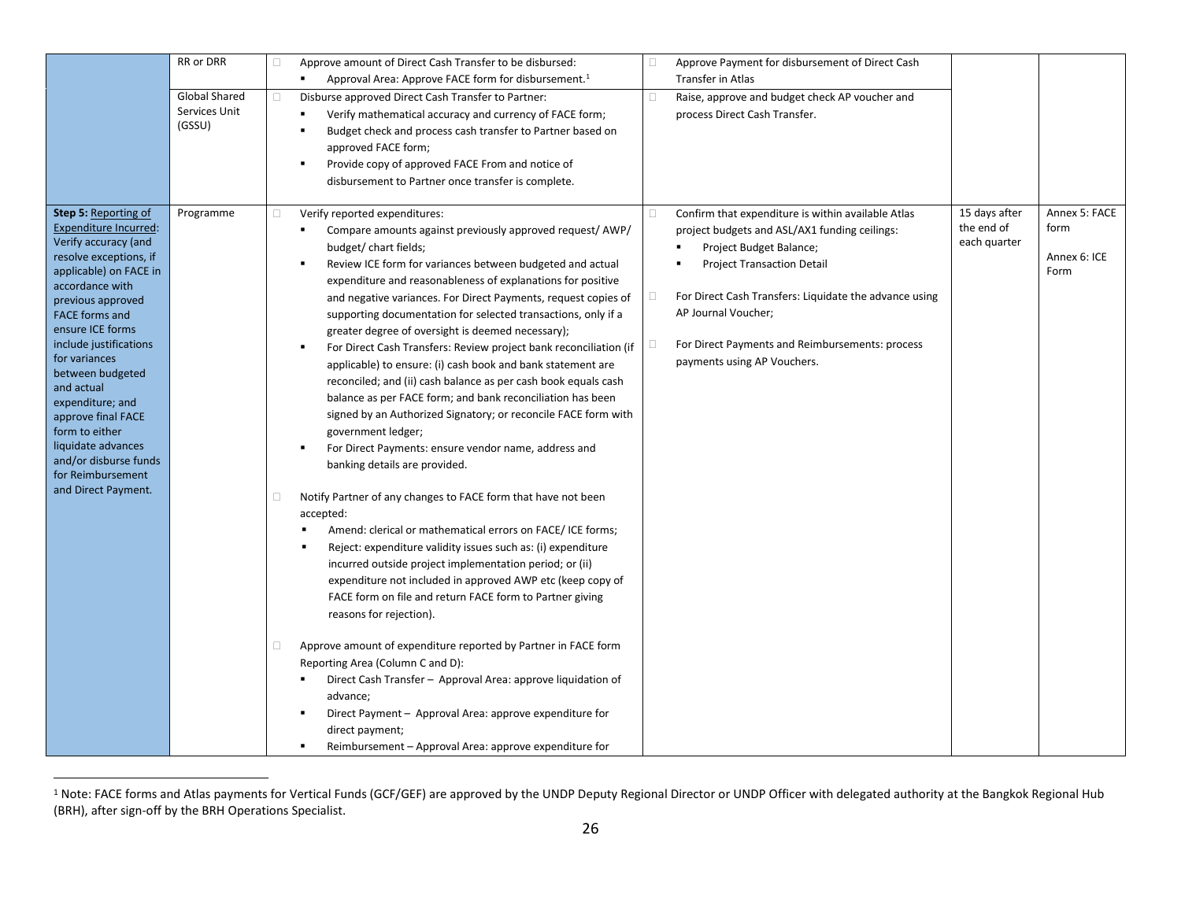| | | | | | |
|---|---|---|---|---|---|
| | RR or DRR | □ Approve amount of Direct Cash Transfer to be disbursed:<br>▪ Approval Area: Approve FACE form for disbursement.[1] | □ Approve Payment for disbursement of Direct Cash Transfer in Atlas | | |
| | Global Shared Services Unit (GSSU) | □ Disburse approved Direct Cash Transfer to Partner:<br>▪ Verify mathematical accuracy and currency of FACE form;<br>▪ Budget check and process cash transfer to Partner based on approved FACE form;<br>▪ Provide copy of approved FACE From and notice of disbursement to Partner once transfer is complete. | □ Raise, approve and budget check AP voucher and process Direct Cash Transfer. | | |
| **Step 5:** Reporting of Expenditure Incurred: Verify accuracy (and resolve exceptions, if applicable) on FACE in accordance with previous approved FACE forms and ensure ICE forms include justifications for variances between budgeted and actual expenditure; and approve final FACE form to either liquidate advances and/or disburse funds for Reimbursement and Direct Payment. | Programme | □ Verify reported expenditures:<br>▪ Compare amounts against previously approved request/ AWP/ budget/ chart fields;<br>▪ Review ICE form for variances between budgeted and actual expenditure and reasonableness of explanations for positive and negative variances. For Direct Payments, request copies of supporting documentation for selected transactions, only if a greater degree of oversight is deemed necessary);<br>▪ For Direct Cash Transfers: Review project bank reconciliation (if applicable) to ensure: (i) cash book and bank statement are reconciled; and (ii) cash balance as per cash book equals cash balance as per FACE form; and bank reconciliation has been signed by an Authorized Signatory; or reconcile FACE form with government ledger;<br>▪ For Direct Payments: ensure vendor name, address and banking details are provided.<br><br>□ Notify Partner of any changes to FACE form that have not been accepted:<br>▪ Amend: clerical or mathematical errors on FACE/ ICE forms;<br>▪ Reject: expenditure validity issues such as: (i) expenditure incurred outside project implementation period; or (ii) expenditure not included in approved AWP etc (keep copy of FACE form on file and return FACE form to Partner giving reasons for rejection).<br><br>□ Approve amount of expenditure reported by Partner in FACE form Reporting Area (Column C and D):<br>▪ Direct Cash Transfer – Approval Area: approve liquidation of advance;<br>▪ Direct Payment – Approval Area: approve expenditure for direct payment;<br>▪ Reimbursement – Approval Area: approve expenditure for | □ Confirm that expenditure is within available Atlas project budgets and ASL/AX1 funding ceilings:<br>▪ Project Budget Balance;<br>▪ Project Transaction Detail<br><br>□ For Direct Cash Transfers: Liquidate the advance using AP Journal Voucher;<br><br>□ For Direct Payments and Reimbursements: process payments using AP Vouchers. | 15 days after the end of each quarter | Annex 5: FACE form<br><br>Annex 6: ICE Form |

[1] Note: FACE forms and Atlas payments for Vertical Funds (GCF/GEF) are approved by the UNDP Deputy Regional Director or UNDP Officer with delegated authority at the Bangkok Regional Hub (BRH), after sign-off by the BRH Operations Specialist.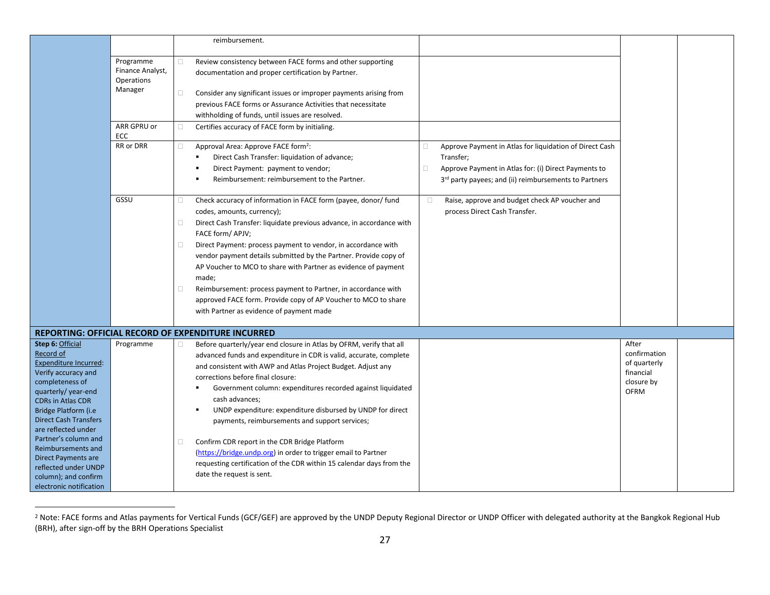| | | | | | |
|---|---|---|---|---|---|
| | | reimbursement. | | | |
| | Programme Finance Analyst, Operations Manager | □ Review consistency between FACE forms and other supporting documentation and proper certification by Partner.<br><br>□ Consider any significant issues or improper payments arising from previous FACE forms or Assurance Activities that necessitate withholding of funds, until issues are resolved. | | | |
| | ARR GPRU or ECC | □ Certifies accuracy of FACE form by initialing. | | | |
| | RR or DRR | □ Approval Area: Approve FACE form[2]:<br>▪ Direct Cash Transfer: liquidation of advance;<br>▪ Direct Payment: payment to vendor;<br>▪ Reimbursement: reimbursement to the Partner. | □ Approve Payment in Atlas for liquidation of Direct Cash Transfer;<br>□ Approve Payment in Atlas for: (i) Direct Payments to 3rd party payees; and (ii) reimbursements to Partners | | |
| | GSSU | □ Check accuracy of information in FACE form (payee, donor/ fund codes, amounts, currency);<br>□ Direct Cash Transfer: liquidate previous advance, in accordance with FACE form/ APJV;<br>□ Direct Payment: process payment to vendor, in accordance with vendor payment details submitted by the Partner. Provide copy of AP Voucher to MCO to share with Partner as evidence of payment made;<br>□ Reimbursement: process payment to Partner, in accordance with approved FACE form. Provide copy of AP Voucher to MCO to share with Partner as evidence of payment made | □ Raise, approve and budget check AP voucher and process Direct Cash Transfer. | | |
| **REPORTING: OFFICIAL RECORD OF EXPENDITURE INCURRED** | | | | | |
| **Step 6:** Official Record of Expenditure Incurred: Verify accuracy and completeness of quarterly/ year-end CDRs in Atlas CDR Bridge Platform (i.e Direct Cash Transfers are reflected under Partner's column and Reimbursements and Direct Payments are reflected under UNDP column); and confirm electronic notification | Programme | □ Before quarterly/year end closure in Atlas by OFRM, verify that all advanced funds and expenditure in CDR is valid, accurate, complete and consistent with AWP and Atlas Project Budget. Adjust any corrections before final closure:<br>▪ Government column: expenditures recorded against liquidated cash advances;<br>▪ UNDP expenditure: expenditure disbursed by UNDP for direct payments, reimbursements and support services;<br><br>□ Confirm CDR report in the CDR Bridge Platform (https://bridge.undp.org) in order to trigger email to Partner requesting certification of the CDR within 15 calendar days from the date the request is sent. | | After confirmation of quarterly financial closure by OFRM | |

[2] Note: FACE forms and Atlas payments for Vertical Funds (GCF/GEF) are approved by the UNDP Deputy Regional Director or UNDP Officer with delegated authority at the Bangkok Regional Hub (BRH), after sign-off by the BRH Operations Specialist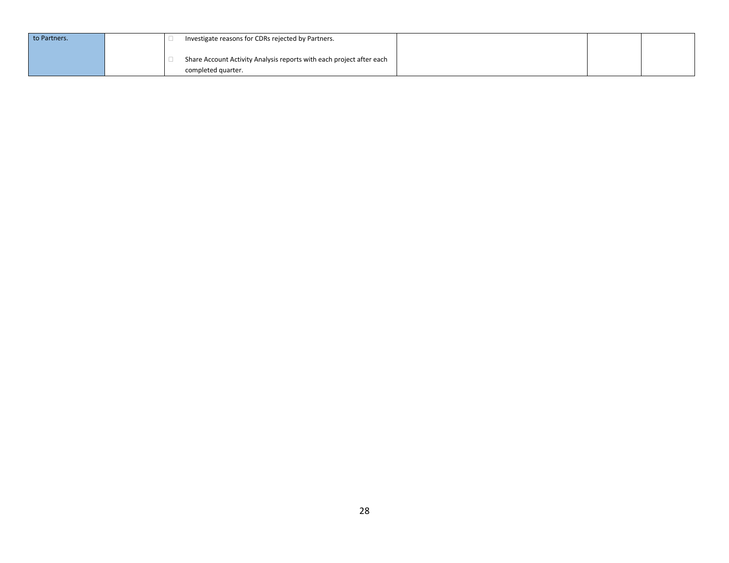| | | | | | |
|---|---|---|---|---|---|
| to Partners. | | - Investigate reasons for CDRs rejected by Partners.<br><br>- Share Account Activity Analysis reports with each project after each completed quarter. | | | |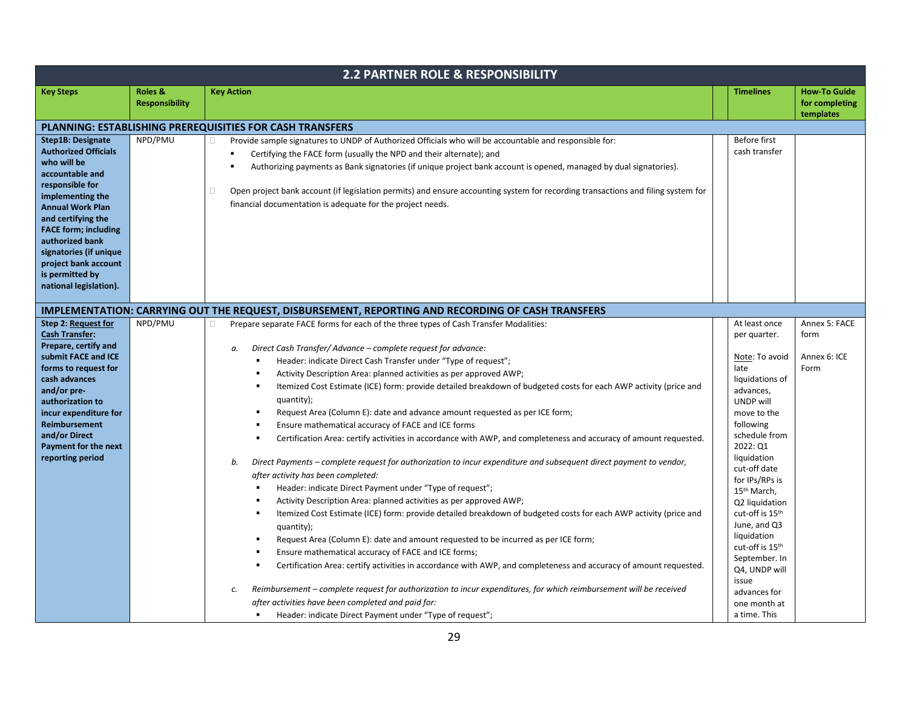## 2.2 PARTNER ROLE & RESPONSIBILITY

| Key Steps | Roles & Responsibility | Key Action | | Timelines | How-To Guide for completing templates |
|---|---|---|---|---|---|
| **PLANNING: ESTABLISHING PREREQUISITIES FOR CASH TRANSFERS** | | | | | |
| **Step1B: Designate Authorized Officials who will be accountable and responsible for implementing the Annual Work Plan and certifying the FACE form; including authorized bank signatories (if unique project bank account is permitted by national legislation).** | NPD/PMU | Provide sample signatures to UNDP of Authorized Officials who will be accountable and responsible for:<br>▪ Certifying the FACE form (usually the NPD and their alternate); and<br>▪ Authorizing payments as Bank signatories (if unique project bank account is opened, managed by dual signatories).<br><br>Open project bank account (if legislation permits) and ensure accounting system for recording transactions and filing system for financial documentation is adequate for the project needs. | | Before first cash transfer | |
| **IMPLEMENTATION: CARRYING OUT THE REQUEST, DISBURSEMENT, REPORTING AND RECORDING OF CASH TRANSFERS** | | | | | |
| **Step 2: Request for Cash Transfer: Prepare, certify and submit FACE and ICE forms to request for cash advances and/or pre-authorization to incur expenditure for Reimbursement and/or Direct Payment for the next reporting period** | NPD/PMU | Prepare separate FACE forms for each of the three types of Cash Transfer Modalities:<br><br>a. *Direct Cash Transfer/ Advance – complete request for advance:*<br>▪ Header: indicate Direct Cash Transfer under "Type of request";<br>▪ Activity Description Area: planned activities as per approved AWP;<br>▪ Itemized Cost Estimate (ICE) form: provide detailed breakdown of budgeted costs for each AWP activity (price and quantity);<br>▪ Request Area (Column E): date and advance amount requested as per ICE form;<br>▪ Ensure mathematical accuracy of FACE and ICE forms<br>▪ Certification Area: certify activities in accordance with AWP, and completeness and accuracy of amount requested.<br><br>b. *Direct Payments – complete request for authorization to incur expenditure and subsequent direct payment to vendor, after activity has been completed:*<br>▪ Header: indicate Direct Payment under "Type of request";<br>▪ Activity Description Area: planned activities as per approved AWP;<br>▪ Itemized Cost Estimate (ICE) form: provide detailed breakdown of budgeted costs for each AWP activity (price and quantity);<br>▪ Request Area (Column E): date and amount requested to be incurred as per ICE form;<br>▪ Ensure mathematical accuracy of FACE and ICE forms;<br>▪ Certification Area: certify activities in accordance with AWP, and completeness and accuracy of amount requested.<br><br>c. *Reimbursement – complete request for authorization to incur expenditures, for which reimbursement will be received after activities have been completed and paid for:*<br>▪ Header: indicate Direct Payment under "Type of request"; | | At least once per quarter.<br><br>Note: To avoid late liquidations of advances, UNDP will move to the following schedule from 2022: Q1 liquidation cut-off date for IPs/RPs is 15th March, Q2 liquidation cut-off is 15th June, and Q3 liquidation cut-off is 15th September. In Q4, UNDP will issue advances for one month at a time. This | Annex 5: FACE form<br><br>Annex 6: ICE Form |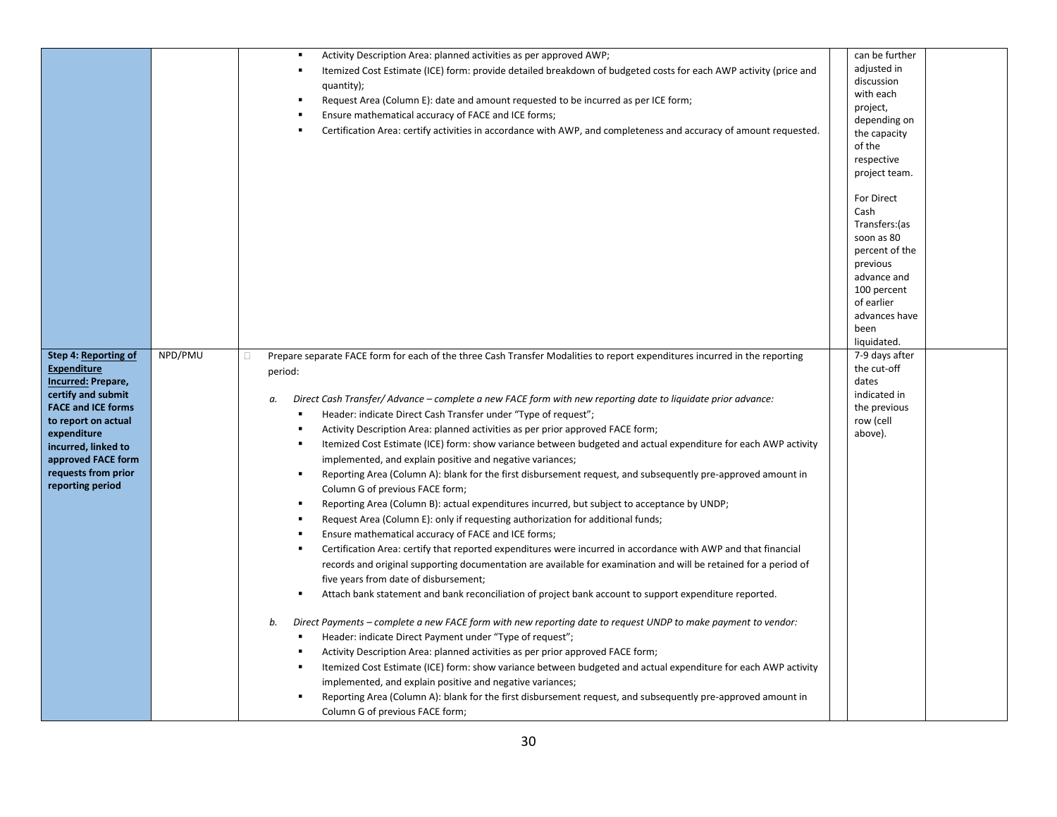| | | | | | |
|---|---|---|---|---|---|
| | | ▪ Activity Description Area: planned activities as per approved AWP;<br>▪ Itemized Cost Estimate (ICE) form: provide detailed breakdown of budgeted costs for each AWP activity (price and quantity);<br>▪ Request Area (Column E): date and amount requested to be incurred as per ICE form;<br>▪ Ensure mathematical accuracy of FACE and ICE forms;<br>▪ Certification Area: certify activities in accordance with AWP, and completeness and accuracy of amount requested. | | can be further adjusted in discussion with each project, depending on the capacity of the respective project team.<br><br>For Direct Cash Transfers:(as soon as 80 percent of the previous advance and 100 percent of earlier advances have been liquidated. | |
| **Step 4: Reporting of Expenditure Incurred: Prepare, certify and submit FACE and ICE forms to report on actual expenditure incurred, linked to approved FACE form requests from prior reporting period** | NPD/PMU | Prepare separate FACE form for each of the three Cash Transfer Modalities to report expenditures incurred in the reporting period:<br><br>a. *Direct Cash Transfer/ Advance – complete a new FACE form with new reporting date to liquidate prior advance:*<br>▪ Header: indicate Direct Cash Transfer under "Type of request";<br>▪ Activity Description Area: planned activities as per prior approved FACE form;<br>▪ Itemized Cost Estimate (ICE) form: show variance between budgeted and actual expenditure for each AWP activity implemented, and explain positive and negative variances;<br>▪ Reporting Area (Column A): blank for the first disbursement request, and subsequently pre-approved amount in Column G of previous FACE form;<br>▪ Reporting Area (Column B): actual expenditures incurred, but subject to acceptance by UNDP;<br>▪ Request Area (Column E): only if requesting authorization for additional funds;<br>▪ Ensure mathematical accuracy of FACE and ICE forms;<br>▪ Certification Area: certify that reported expenditures were incurred in accordance with AWP and that financial records and original supporting documentation are available for examination and will be retained for a period of five years from date of disbursement;<br>▪ Attach bank statement and bank reconciliation of project bank account to support expenditure reported.<br><br>b. *Direct Payments – complete a new FACE form with new reporting date to request UNDP to make payment to vendor:*<br>▪ Header: indicate Direct Payment under "Type of request";<br>▪ Activity Description Area: planned activities as per prior approved FACE form;<br>▪ Itemized Cost Estimate (ICE) form: show variance between budgeted and actual expenditure for each AWP activity implemented, and explain positive and negative variances;<br>▪ Reporting Area (Column A): blank for the first disbursement request, and subsequently pre-approved amount in Column G of previous FACE form; | | 7-9 days after the cut-off dates indicated in the previous row (cell above). | |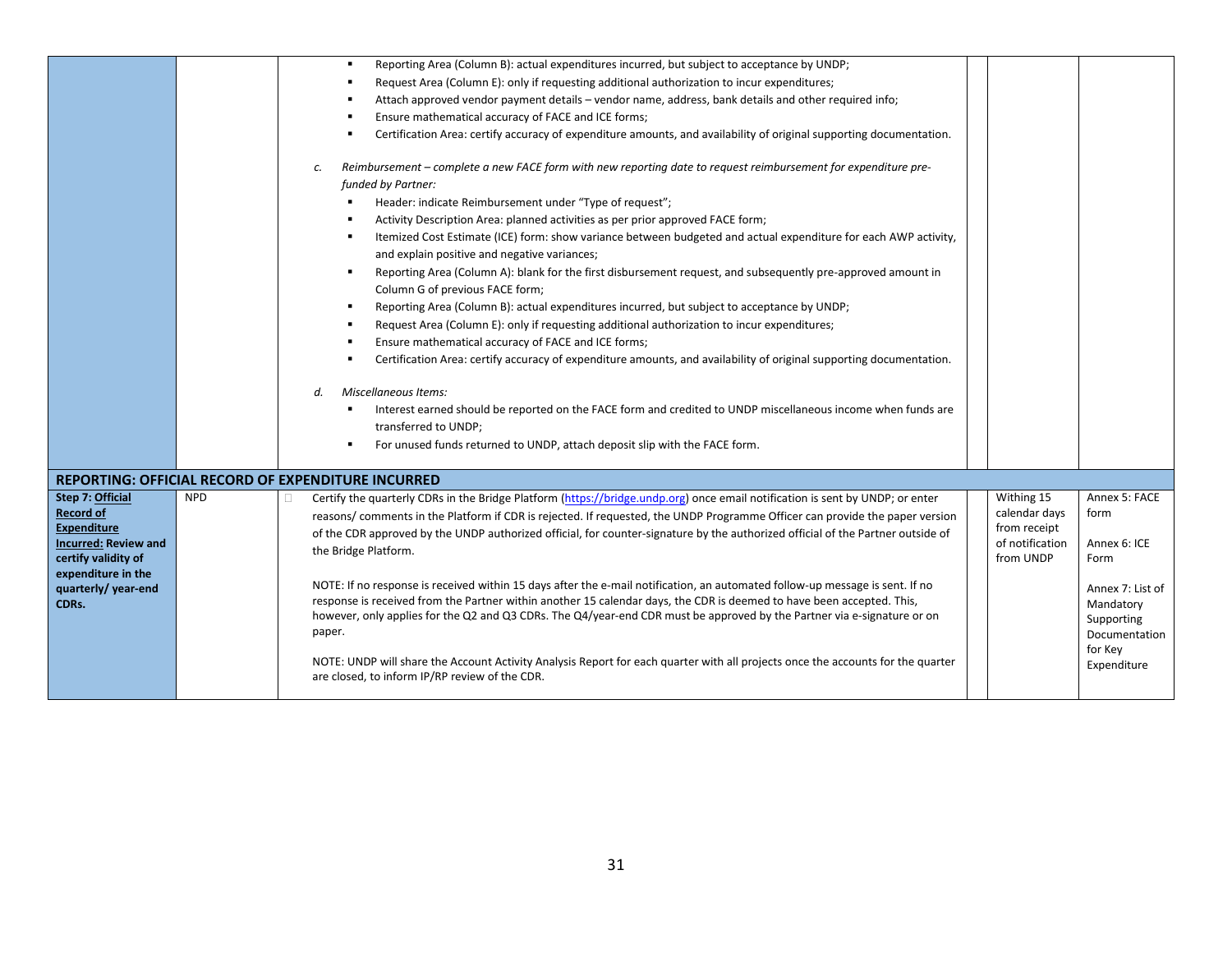| | | | | | |
|---|---|---|---|---|---|
| | | ▪ Reporting Area (Column B): actual expenditures incurred, but subject to acceptance by UNDP;<br>▪ Request Area (Column E): only if requesting additional authorization to incur expenditures;<br>▪ Attach approved vendor payment details – vendor name, address, bank details and other required info;<br>▪ Ensure mathematical accuracy of FACE and ICE forms;<br>▪ Certification Area: certify accuracy of expenditure amounts, and availability of original supporting documentation.<br><br>c. *Reimbursement – complete a new FACE form with new reporting date to request reimbursement for expenditure pre-funded by Partner:*<br>▪ Header: indicate Reimbursement under "Type of request";<br>▪ Activity Description Area: planned activities as per prior approved FACE form;<br>▪ Itemized Cost Estimate (ICE) form: show variance between budgeted and actual expenditure for each AWP activity, and explain positive and negative variances;<br>▪ Reporting Area (Column A): blank for the first disbursement request, and subsequently pre-approved amount in Column G of previous FACE form;<br>▪ Reporting Area (Column B): actual expenditures incurred, but subject to acceptance by UNDP;<br>▪ Request Area (Column E): only if requesting additional authorization to incur expenditures;<br>▪ Ensure mathematical accuracy of FACE and ICE forms;<br>▪ Certification Area: certify accuracy of expenditure amounts, and availability of original supporting documentation.<br><br>d. *Miscellaneous Items:*<br>▪ Interest earned should be reported on the FACE form and credited to UNDP miscellaneous income when funds are transferred to UNDP;<br>▪ For unused funds returned to UNDP, attach deposit slip with the FACE form. | | | |
| **REPORTING: OFFICIAL RECORD OF EXPENDITURE INCURRED** | | | | | |
| **Step 7: <u>Official Record of Expenditure Incurred:</u> Review and certify validity of expenditure in the quarterly/ year-end CDRs.** | NPD | Certify the quarterly CDRs in the Bridge Platform (https://bridge.undp.org) once email notification is sent by UNDP; or enter reasons/ comments in the Platform if CDR is rejected. If requested, the UNDP Programme Officer can provide the paper version of the CDR approved by the UNDP authorized official, for counter-signature by the authorized official of the Partner outside of the Bridge Platform.<br><br>NOTE: If no response is received within 15 days after the e-mail notification, an automated follow-up message is sent. If no response is received from the Partner within another 15 calendar days, the CDR is deemed to have been accepted. This, however, only applies for the Q2 and Q3 CDRs. The Q4/year-end CDR must be approved by the Partner via e-signature or on paper.<br><br>NOTE: UNDP will share the Account Activity Analysis Report for each quarter with all projects once the accounts for the quarter are closed, to inform IP/RP review of the CDR. | | Withing 15 calendar days from receipt of notification from UNDP | Annex 5: FACE form<br><br>Annex 6: ICE Form<br><br>Annex 7: List of Mandatory Supporting Documentation for Key Expenditure |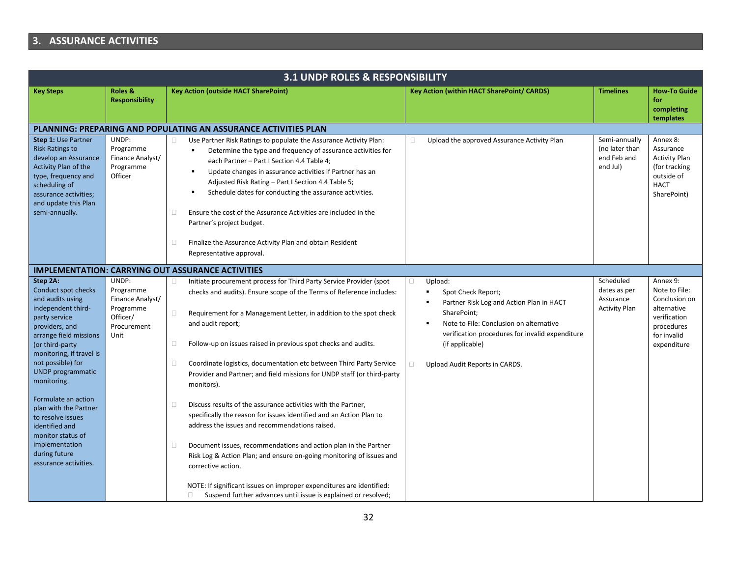## 3. ASSURANCE ACTIVITIES

| 3.1 UNDP ROLES & RESPONSIBILITY | | | | | |
|---|---|---|---|---|---|
| **Key Steps** | **Roles & Responsibility** | **Key Action (outside HACT SharePoint)** | **Key Action (within HACT SharePoint/ CARDS)** | **Timelines** | **How-To Guide for completing templates** |
| **PLANNING: PREPARING AND POPULATING AN ASSURANCE ACTIVITIES PLAN** | | | | | |
| **Step 1:** Use Partner Risk Ratings to develop an Assurance Activity Plan of the type, frequency and scheduling of assurance activities; and update this Plan semi-annually. | UNDP: Programme Finance Analyst/ Programme Officer | Use Partner Risk Ratings to populate the Assurance Activity Plan: <br>▪ Determine the type and frequency of assurance activities for each Partner – Part I Section 4.4 Table 4; <br>▪ Update changes in assurance activities if Partner has an Adjusted Risk Rating – Part I Section 4.4 Table 5; <br>▪ Schedule dates for conducting the assurance activities. <br><br>Ensure the cost of the Assurance Activities are included in the Partner's project budget. <br><br>Finalize the Assurance Activity Plan and obtain Resident Representative approval. | Upload the approved Assurance Activity Plan | Semi-annually (no later than end Feb and end Jul) | Annex 8: Assurance Activity Plan (for tracking outside of HACT SharePoint) |
| **IMPLEMENTATION: CARRYING OUT ASSURANCE ACTIVITIES** | | | | | |
| **Step 2A:** Conduct spot checks and audits using independent third-party service providers, and arrange field missions (or third-party monitoring, if travel is not possible) for UNDP programmatic monitoring. <br><br>Formulate an action plan with the Partner to resolve issues identified and monitor status of implementation during future assurance activities. | UNDP: Programme Finance Analyst/ Programme Officer/ Procurement Unit | Initiate procurement process for Third Party Service Provider (spot checks and audits). Ensure scope of the Terms of Reference includes: <br><br>Requirement for a Management Letter, in addition to the spot check and audit report; <br><br>Follow-up on issues raised in previous spot checks and audits. <br><br>Coordinate logistics, documentation etc between Third Party Service Provider and Partner; and field missions for UNDP staff (or third-party monitors). <br><br>Discuss results of the assurance activities with the Partner, specifically the reason for issues identified and an Action Plan to address the issues and recommendations raised. <br><br>Document issues, recommendations and action plan in the Partner Risk Log & Action Plan; and ensure on-going monitoring of issues and corrective action. <br><br>NOTE: If significant issues on improper expenditures are identified: <br>Suspend further advances until issue is explained or resolved; | Upload: <br>▪ Spot Check Report; <br>▪ Partner Risk Log and Action Plan in HACT SharePoint; <br>▪ Note to File: Conclusion on alternative verification procedures for invalid expenditure (if applicable) <br><br>Upload Audit Reports in CARDS. | Scheduled dates as per Assurance Activity Plan | Annex 9: Note to File: Conclusion on alternative verification procedures for invalid expenditure |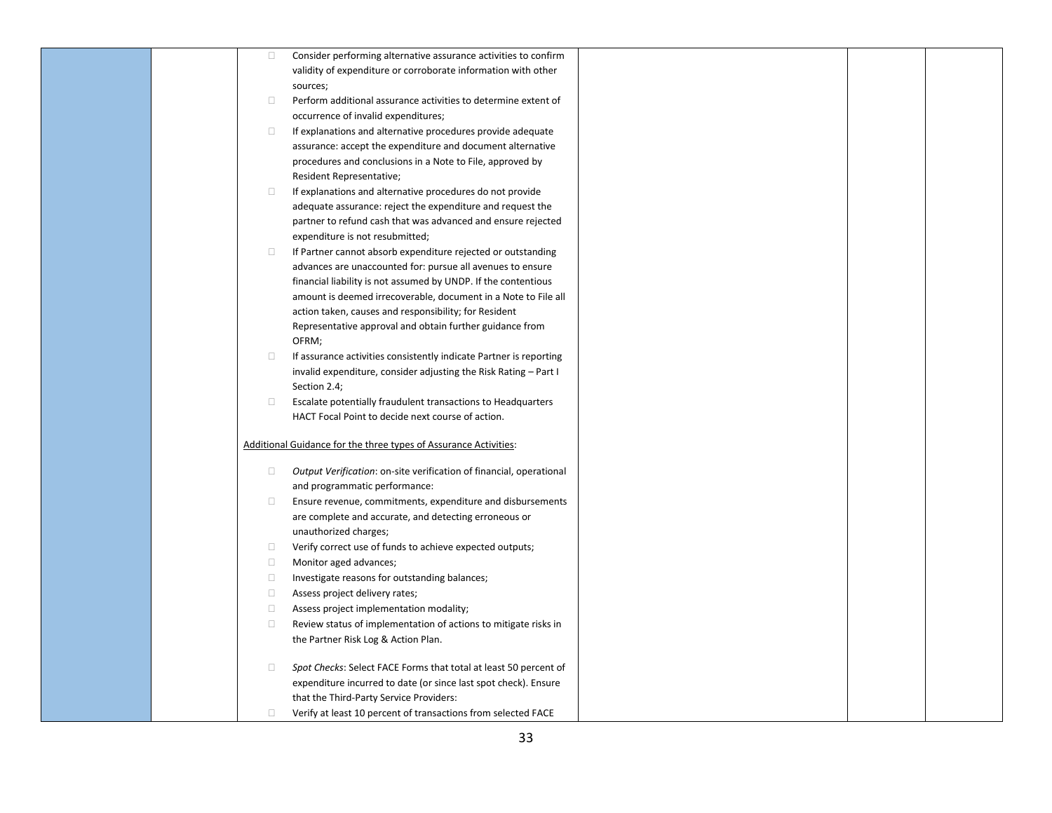| | | | | | |
|---|---|---|---|---|---|
| | | - Consider performing alternative assurance activities to confirm validity of expenditure or corroborate information with other sources;<br>- Perform additional assurance activities to determine extent of occurrence of invalid expenditures;<br>- If explanations and alternative procedures provide adequate assurance: accept the expenditure and document alternative procedures and conclusions in a Note to File, approved by Resident Representative;<br>- If explanations and alternative procedures do not provide adequate assurance: reject the expenditure and request the partner to refund cash that was advanced and ensure rejected expenditure is not resubmitted;<br>- If Partner cannot absorb expenditure rejected or outstanding advances are unaccounted for: pursue all avenues to ensure financial liability is not assumed by UNDP. If the contentious amount is deemed irrecoverable, document in a Note to File all action taken, causes and responsibility; for Resident Representative approval and obtain further guidance from OFRM;<br>- If assurance activities consistently indicate Partner is reporting invalid expenditure, consider adjusting the Risk Rating – Part I Section 2.4;<br>- Escalate potentially fraudulent transactions to Headquarters HACT Focal Point to decide next course of action.<br><br><u>Additional Guidance for the three types of Assurance Activities</u>:<br><br>- *Output Verification*: on-site verification of financial, operational and programmatic performance:<br>- Ensure revenue, commitments, expenditure and disbursements are complete and accurate, and detecting erroneous or unauthorized charges;<br>- Verify correct use of funds to achieve expected outputs;<br>- Monitor aged advances;<br>- Investigate reasons for outstanding balances;<br>- Assess project delivery rates;<br>- Assess project implementation modality;<br>- Review status of implementation of actions to mitigate risks in the Partner Risk Log & Action Plan.<br><br>- *Spot Checks*: Select FACE Forms that total at least 50 percent of expenditure incurred to date (or since last spot check). Ensure that the Third-Party Service Providers:<br>- Verify at least 10 percent of transactions from selected FACE | | | |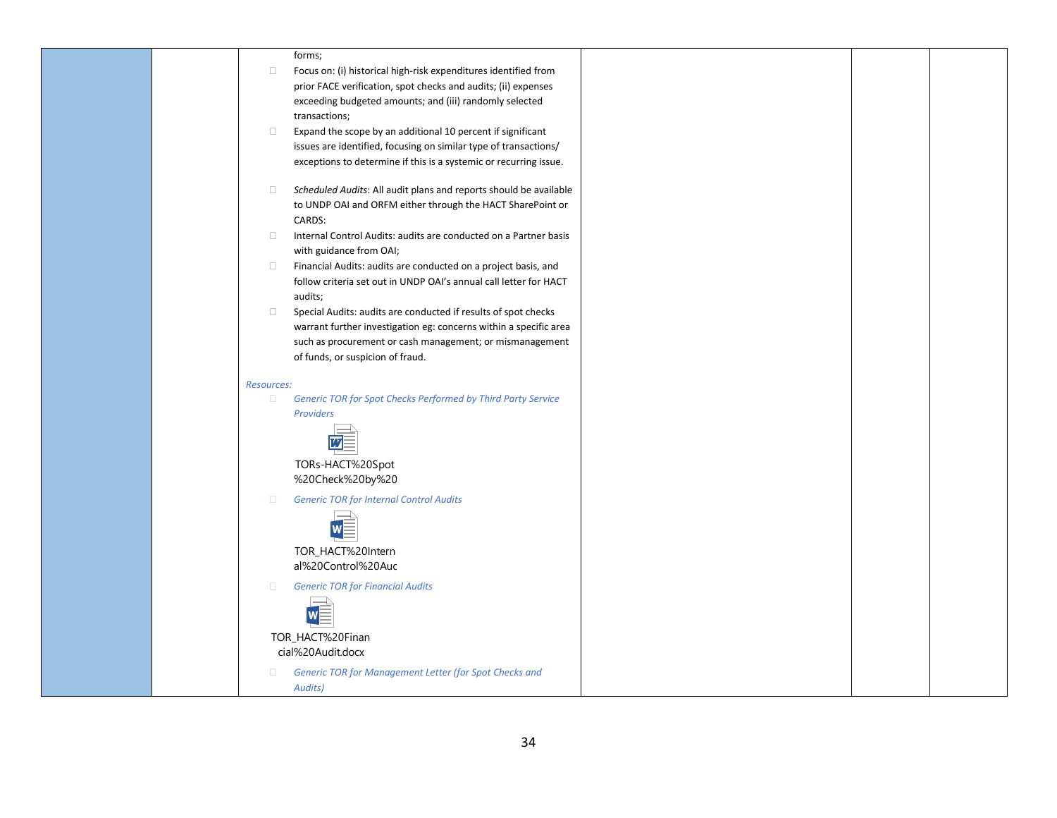| | | forms;<br>- Focus on: (i) historical high-risk expenditures identified from prior FACE verification, spot checks and audits; (ii) expenses exceeding budgeted amounts; and (iii) randomly selected transactions;<br>- Expand the scope by an additional 10 percent if significant issues are identified, focusing on similar type of transactions/ exceptions to determine if this is a systemic or recurring issue.<br><br>- *Scheduled Audits*: All audit plans and reports should be available to UNDP OAI and ORFM either through the HACT SharePoint or CARDS:<br>- Internal Control Audits: audits are conducted on a Partner basis with guidance from OAI;<br>- Financial Audits: audits are conducted on a project basis, and follow criteria set out in UNDP OAI's annual call letter for HACT audits;<br>- Special Audits: audits are conducted if results of spot checks warrant further investigation eg: concerns within a specific area such as procurement or cash management; or mismanagement of funds, or suspicion of fraud.<br><br>*Resources:*<br>- *Generic TOR for Spot Checks Performed by Third Party Service Providers*<br>TORs-HACT%20Spot%20Check%20by%20<br>- *Generic TOR for Internal Control Audits*<br>TOR_HACT%20Internal%20Control%20Auc<br>- *Generic TOR for Financial Audits*<br>TOR_HACT%20Financial%20Audit.docx<br>- *Generic TOR for Management Letter (for Spot Checks and Audits)* | | | |
|---|---|---|---|---|---|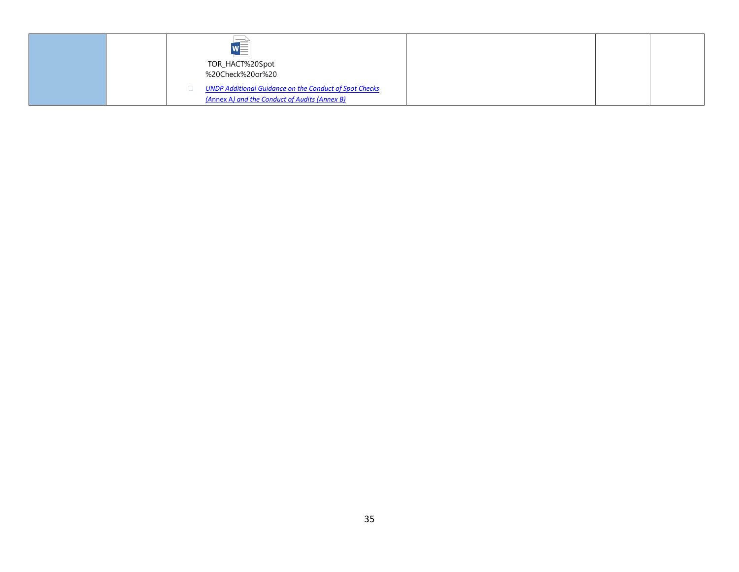|  |  |  |  |  |  |
|---|---|---|---|---|---|
|  |  | TOR_HACT%20Spot %20Check%20or%20 <br> - *UNDP Additional Guidance on the Conduct of Spot Checks (Annex A) and the Conduct of Audits (Annex B)* |  |  |  |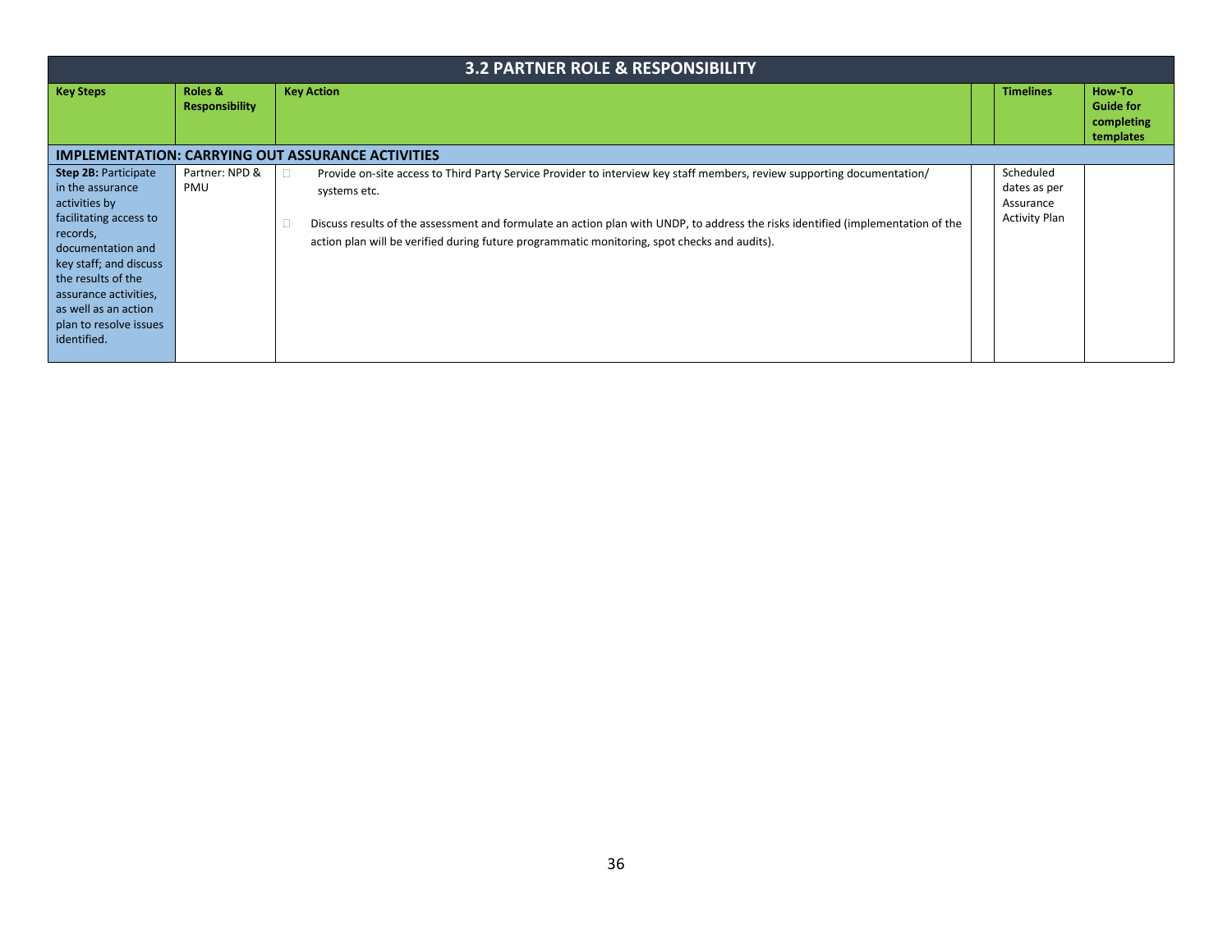| 3.2 PARTNER ROLE & RESPONSIBILITY | | | | | |
|---|---|---|---|---|---|
| **Key Steps** | **Roles & Responsibility** | **Key Action** | | **Timelines** | **How-To Guide for completing templates** |
| **IMPLEMENTATION: CARRYING OUT ASSURANCE ACTIVITIES** | | | | | |
| **Step 2B:** Participate in the assurance activities by facilitating access to records, documentation and key staff; and discuss the results of the assurance activities, as well as an action plan to resolve issues identified. | Partner: NPD & PMU | - Provide on-site access to Third Party Service Provider to interview key staff members, review supporting documentation/ systems etc.<br>- Discuss results of the assessment and formulate an action plan with UNDP, to address the risks identified (implementation of the action plan will be verified during future programmatic monitoring, spot checks and audits). | | Scheduled dates as per Assurance Activity Plan | |